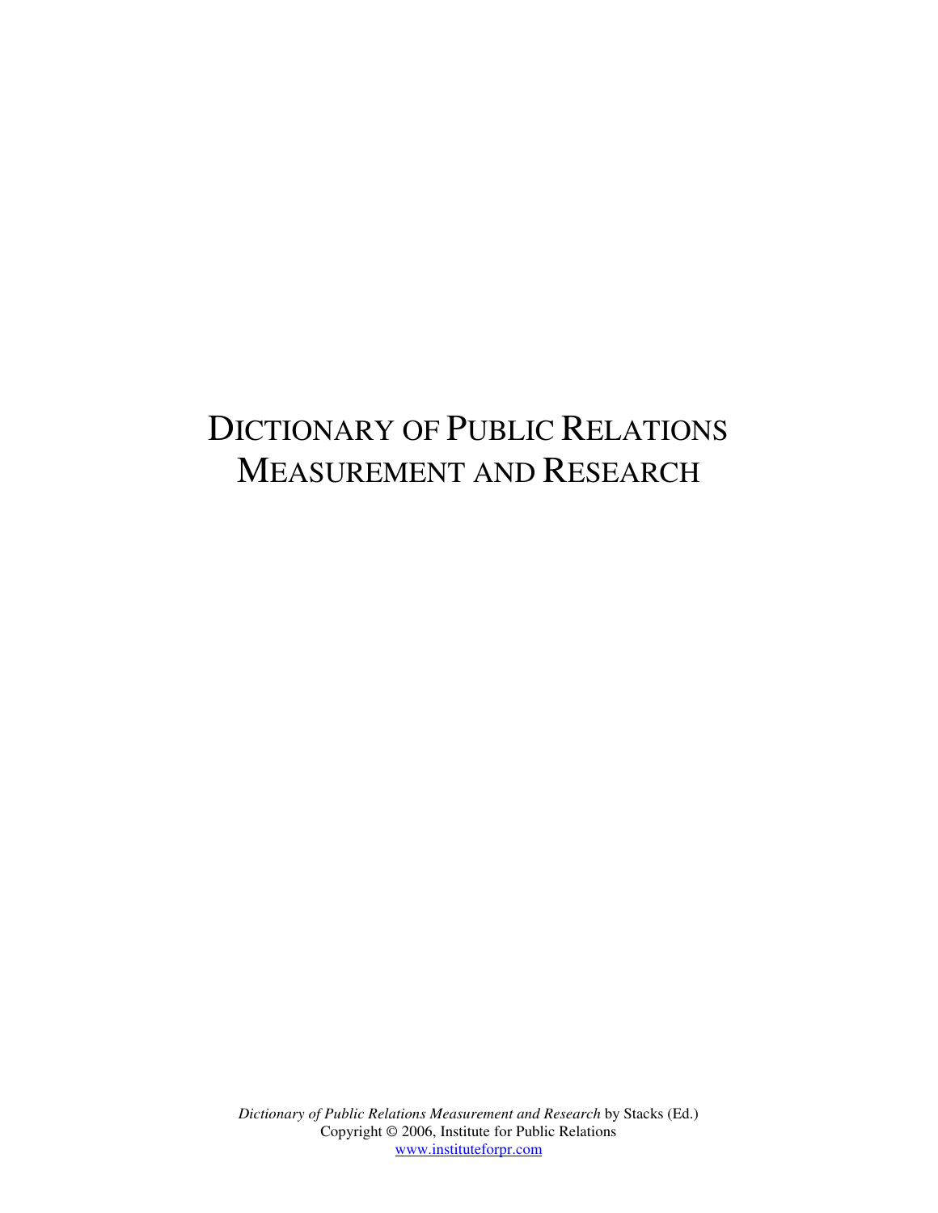# DICTIONARY OF PUBLIC RELATIONS MEASUREMENT AND RESEARCH

*Dictionary of Public Relations Measurement and Research* by Stacks (Ed.)
Copyright © 2006, Institute for Public Relations
www.instituteforpr.com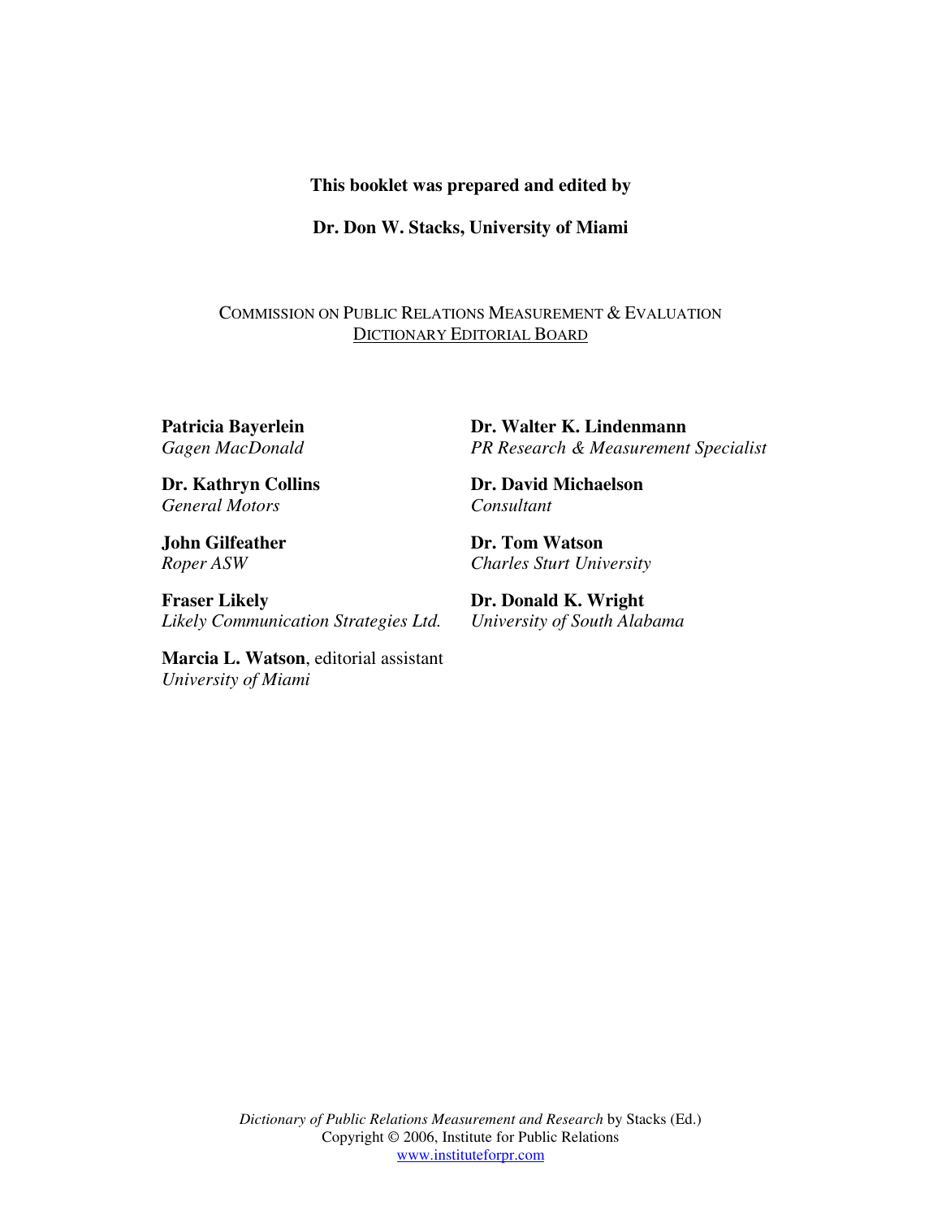**This booklet was prepared and edited by**

**Dr. Don W. Stacks, University of Miami**

COMMISSION ON PUBLIC RELATIONS MEASUREMENT & EVALUATION
DICTIONARY EDITORIAL BOARD

**Patricia Bayerlein**
*Gagen MacDonald*

**Dr. Kathryn Collins**
*General Motors*

**John Gilfeather**
*Roper ASW*

**Fraser Likely**
*Likely Communication Strategies Ltd.*

**Marcia L. Watson**, editorial assistant
*University of Miami*

**Dr. Walter K. Lindenmann**
*PR Research & Measurement Specialist*

**Dr. David Michaelson**
*Consultant*

**Dr. Tom Watson**
*Charles Sturt University*

**Dr. Donald K. Wright**
*University of South Alabama*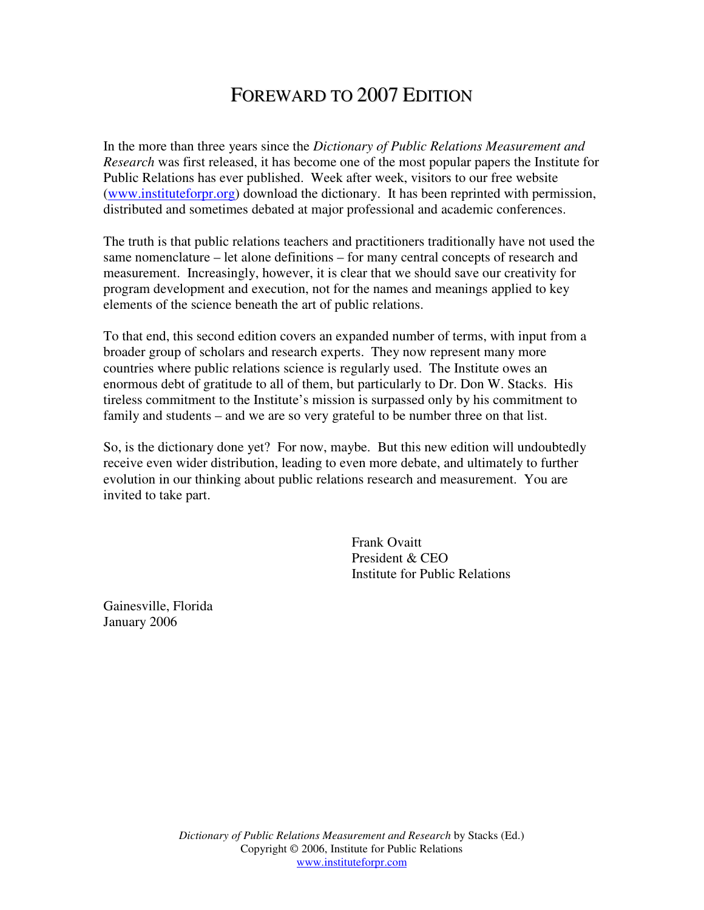# FOREWARD TO 2007 EDITION

In the more than three years since the *Dictionary of Public Relations Measurement and Research* was first released, it has become one of the most popular papers the Institute for Public Relations has ever published. Week after week, visitors to our free website (www.instituteforpr.org) download the dictionary. It has been reprinted with permission, distributed and sometimes debated at major professional and academic conferences.

The truth is that public relations teachers and practitioners traditionally have not used the same nomenclature – let alone definitions – for many central concepts of research and measurement. Increasingly, however, it is clear that we should save our creativity for program development and execution, not for the names and meanings applied to key elements of the science beneath the art of public relations.

To that end, this second edition covers an expanded number of terms, with input from a broader group of scholars and research experts. They now represent many more countries where public relations science is regularly used. The Institute owes an enormous debt of gratitude to all of them, but particularly to Dr. Don W. Stacks. His tireless commitment to the Institute's mission is surpassed only by his commitment to family and students – and we are so very grateful to be number three on that list.

So, is the dictionary done yet? For now, maybe. But this new edition will undoubtedly receive even wider distribution, leading to even more debate, and ultimately to further evolution in our thinking about public relations research and measurement. You are invited to take part.

Frank Ovaitt
President & CEO
Institute for Public Relations

Gainesville, Florida
January 2006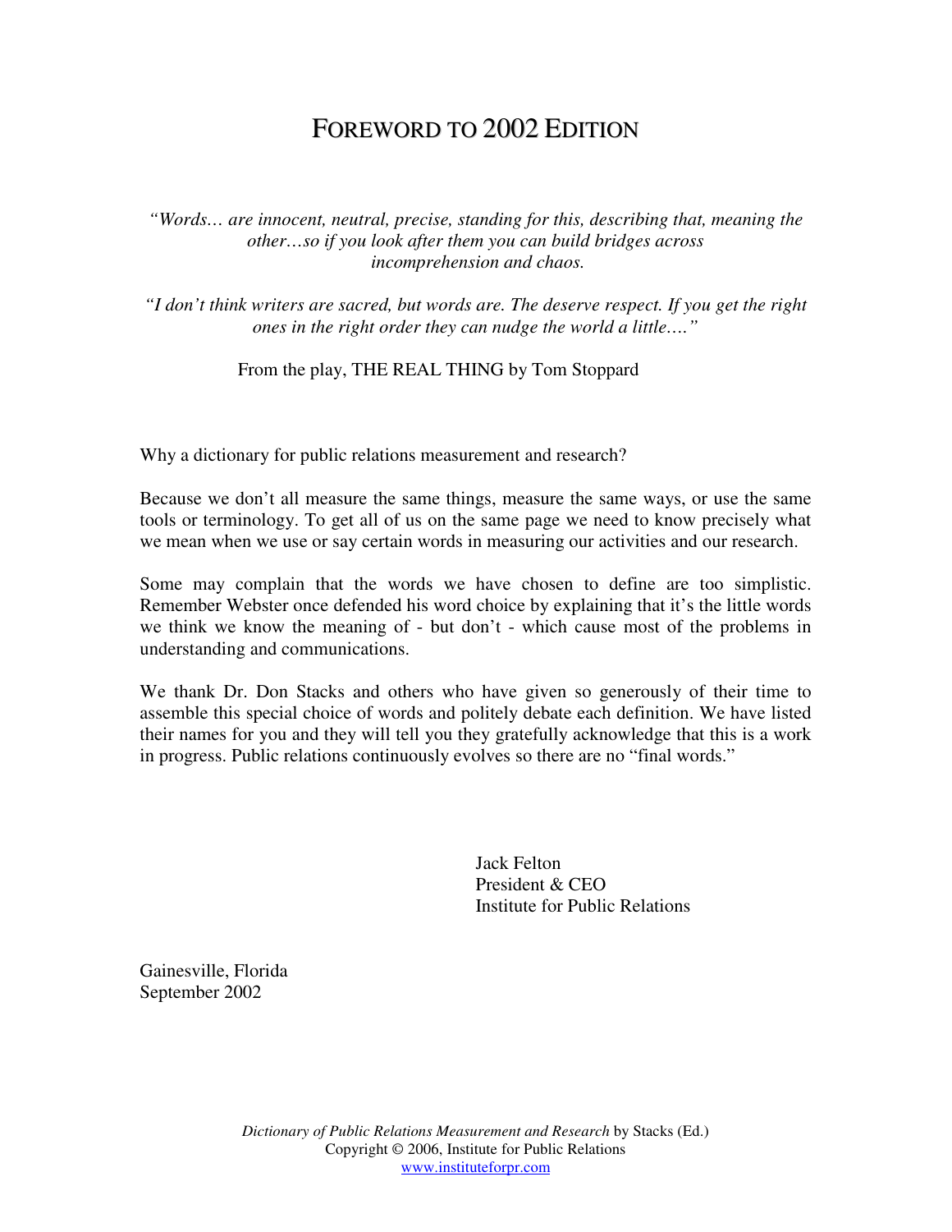# FOREWORD TO 2002 EDITION

*"Words… are innocent, neutral, precise, standing for this, describing that, meaning the other…so if you look after them you can build bridges across incomprehension and chaos.*

*"I don't think writers are sacred, but words are. The deserve respect. If you get the right ones in the right order they can nudge the world a little…."*

From the play, THE REAL THING by Tom Stoppard

Why a dictionary for public relations measurement and research?

Because we don't all measure the same things, measure the same ways, or use the same tools or terminology. To get all of us on the same page we need to know precisely what we mean when we use or say certain words in measuring our activities and our research.

Some may complain that the words we have chosen to define are too simplistic. Remember Webster once defended his word choice by explaining that it's the little words we think we know the meaning of - but don't - which cause most of the problems in understanding and communications.

We thank Dr. Don Stacks and others who have given so generously of their time to assemble this special choice of words and politely debate each definition. We have listed their names for you and they will tell you they gratefully acknowledge that this is a work in progress. Public relations continuously evolves so there are no "final words."

Jack Felton
President & CEO
Institute for Public Relations

Gainesville, Florida
September 2002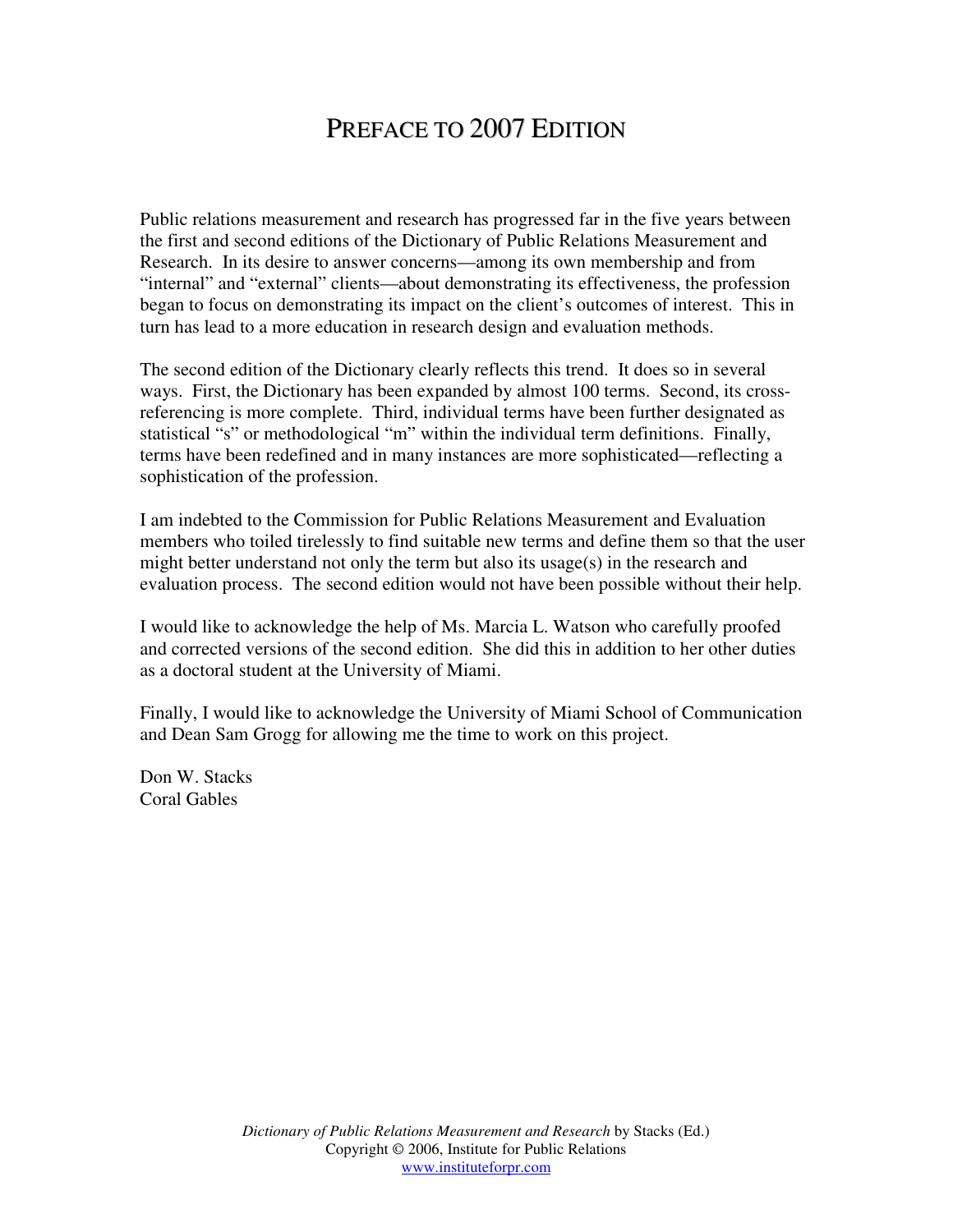# PREFACE TO 2007 EDITION

Public relations measurement and research has progressed far in the five years between the first and second editions of the Dictionary of Public Relations Measurement and Research. In its desire to answer concerns—among its own membership and from "internal" and "external" clients—about demonstrating its effectiveness, the profession began to focus on demonstrating its impact on the client's outcomes of interest. This in turn has lead to a more education in research design and evaluation methods.

The second edition of the Dictionary clearly reflects this trend. It does so in several ways. First, the Dictionary has been expanded by almost 100 terms. Second, its cross-referencing is more complete. Third, individual terms have been further designated as statistical "s" or methodological "m" within the individual term definitions. Finally, terms have been redefined and in many instances are more sophisticated—reflecting a sophistication of the profession.

I am indebted to the Commission for Public Relations Measurement and Evaluation members who toiled tirelessly to find suitable new terms and define them so that the user might better understand not only the term but also its usage(s) in the research and evaluation process. The second edition would not have been possible without their help.

I would like to acknowledge the help of Ms. Marcia L. Watson who carefully proofed and corrected versions of the second edition. She did this in addition to her other duties as a doctoral student at the University of Miami.

Finally, I would like to acknowledge the University of Miami School of Communication and Dean Sam Grogg for allowing me the time to work on this project.

Don W. Stacks
Coral Gables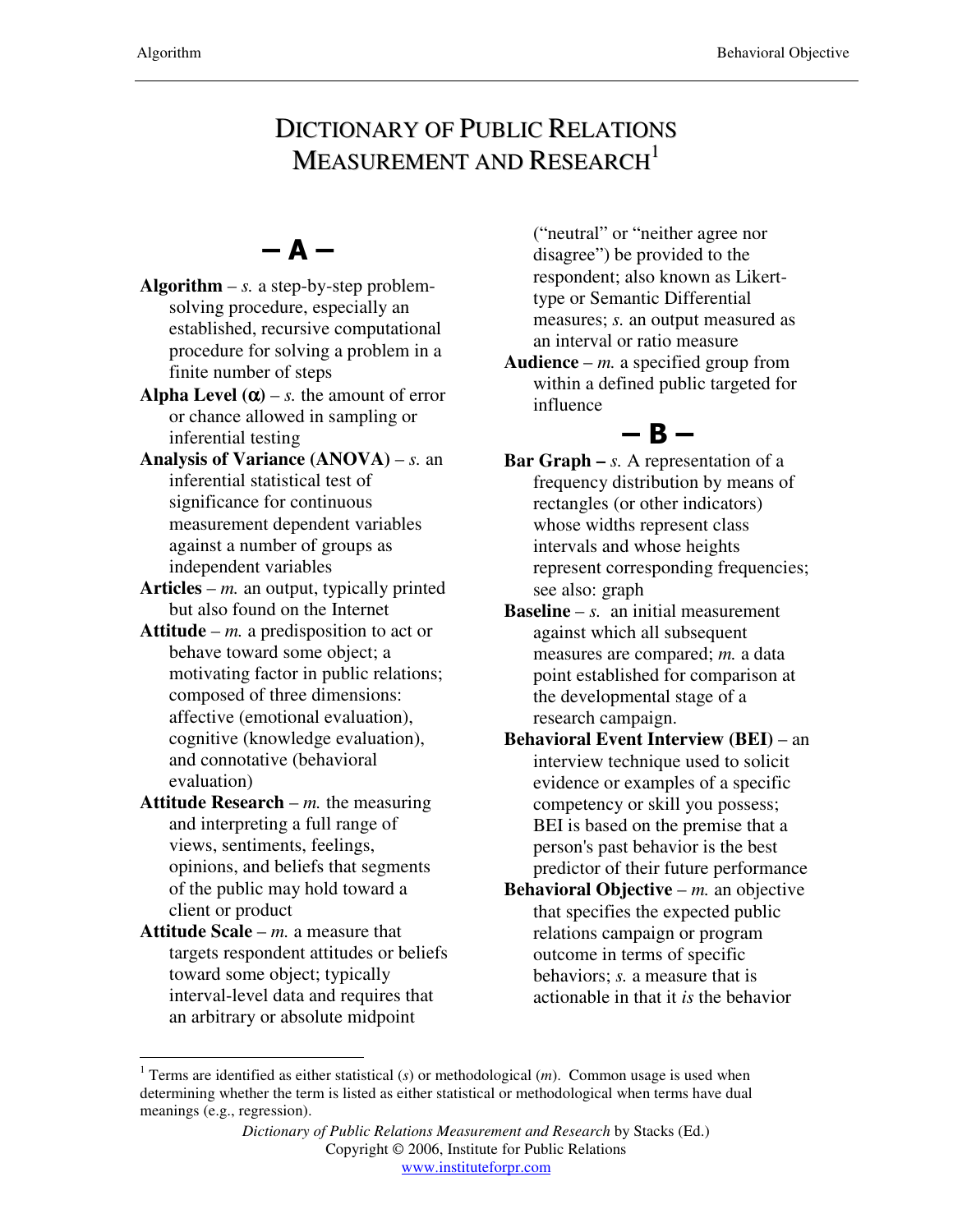# DICTIONARY OF PUBLIC RELATIONS MEASUREMENT AND RESEARCH[1]

## – A –

**Algorithm** – *s.* a step-by-step problem-solving procedure, especially an established, recursive computational procedure for solving a problem in a finite number of steps

**Alpha Level** (α) – *s.* the amount of error or chance allowed in sampling or inferential testing

**Analysis of Variance (ANOVA)** – *s.* an inferential statistical test of significance for continuous measurement dependent variables against a number of groups as independent variables

**Articles** – *m.* an output, typically printed but also found on the Internet

**Attitude** – *m.* a predisposition to act or behave toward some object; a motivating factor in public relations; composed of three dimensions: affective (emotional evaluation), cognitive (knowledge evaluation), and connotative (behavioral evaluation)

**Attitude Research** – *m.* the measuring and interpreting a full range of views, sentiments, feelings, opinions, and beliefs that segments of the public may hold toward a client or product

**Attitude Scale** – *m.* a measure that targets respondent attitudes or beliefs toward some object; typically interval-level data and requires that an arbitrary or absolute midpoint ("neutral" or "neither agree nor disagree") be provided to the respondent; also known as Likert-type or Semantic Differential measures; *s.* an output measured as an interval or ratio measure

**Audience** – *m.* a specified group from within a defined public targeted for influence

## – B –

**Bar Graph –** *s.* A representation of a frequency distribution by means of rectangles (or other indicators) whose widths represent class intervals and whose heights represent corresponding frequencies; see also: graph

**Baseline** – *s.* an initial measurement against which all subsequent measures are compared; *m.* a data point established for comparison at the developmental stage of a research campaign.

**Behavioral Event Interview (BEI)** – an interview technique used to solicit evidence or examples of a specific competency or skill you possess; BEI is based on the premise that a person's past behavior is the best predictor of their future performance

**Behavioral Objective** – *m.* an objective that specifies the expected public relations campaign or program outcome in terms of specific behaviors; *s.* a measure that is actionable in that it *is* the behavior

---

[1] Terms are identified as either statistical (*s*) or methodological (*m*). Common usage is used when determining whether the term is listed as either statistical or methodological when terms have dual meanings (e.g., regression).

*Dictionary of Public Relations Measurement and Research* by Stacks (Ed.)
Copyright © 2006, Institute for Public Relations
www.instituteforpr.com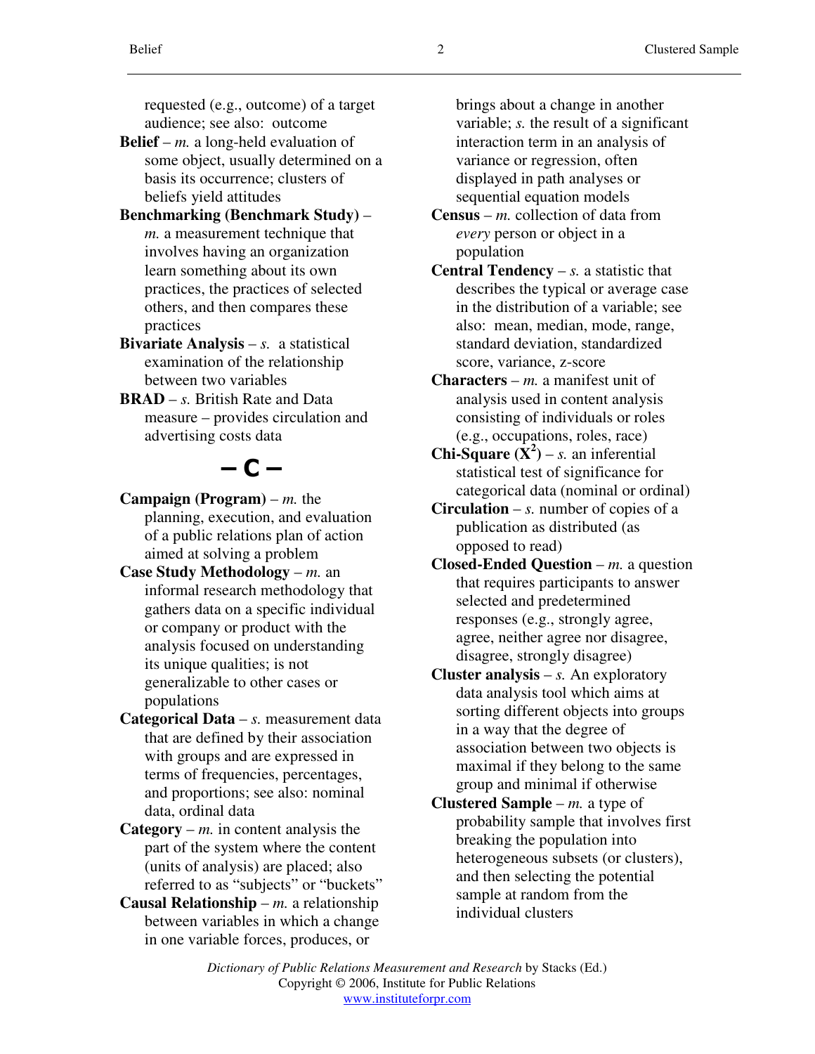requested (e.g., outcome) of a target audience; see also: outcome

**Belief** – *m.* a long-held evaluation of some object, usually determined on a basis its occurrence; clusters of beliefs yield attitudes

**Benchmarking (Benchmark Study)** – *m.* a measurement technique that involves having an organization learn something about its own practices, the practices of selected others, and then compares these practices

**Bivariate Analysis** – *s.* a statistical examination of the relationship between two variables

**BRAD** – *s.* British Rate and Data measure – provides circulation and advertising costs data

## – C –

**Campaign (Program)** – *m.* the planning, execution, and evaluation of a public relations plan of action aimed at solving a problem

**Case Study Methodology** – *m.* an informal research methodology that gathers data on a specific individual or company or product with the analysis focused on understanding its unique qualities; is not generalizable to other cases or populations

**Categorical Data** – *s.* measurement data that are defined by their association with groups and are expressed in terms of frequencies, percentages, and proportions; see also: nominal data, ordinal data

**Category** – *m.* in content analysis the part of the system where the content (units of analysis) are placed; also referred to as "subjects" or "buckets"

**Causal Relationship** – *m.* a relationship between variables in which a change in one variable forces, produces, or brings about a change in another variable; *s.* the result of a significant interaction term in an analysis of variance or regression, often displayed in path analyses or sequential equation models

**Census** – *m.* collection of data from *every* person or object in a population

**Central Tendency** – *s.* a statistic that describes the typical or average case in the distribution of a variable; see also: mean, median, mode, range, standard deviation, standardized score, variance, z-score

**Characters** – *m.* a manifest unit of analysis used in content analysis consisting of individuals or roles (e.g., occupations, roles, race)

**Chi-Square ($X^2$)** – *s.* an inferential statistical test of significance for categorical data (nominal or ordinal)

**Circulation** – *s.* number of copies of a publication as distributed (as opposed to read)

**Closed-Ended Question** – *m.* a question that requires participants to answer selected and predetermined responses (e.g., strongly agree, agree, neither agree nor disagree, disagree, strongly disagree)

**Cluster analysis** – *s.* An exploratory data analysis tool which aims at sorting different objects into groups in a way that the degree of association between two objects is maximal if they belong to the same group and minimal if otherwise

**Clustered Sample** – *m.* a type of probability sample that involves first breaking the population into heterogeneous subsets (or clusters), and then selecting the potential sample at random from the individual clusters

*Dictionary of Public Relations Measurement and Research* by Stacks (Ed.)
Copyright © 2006, Institute for Public Relations
www.instituteforpr.com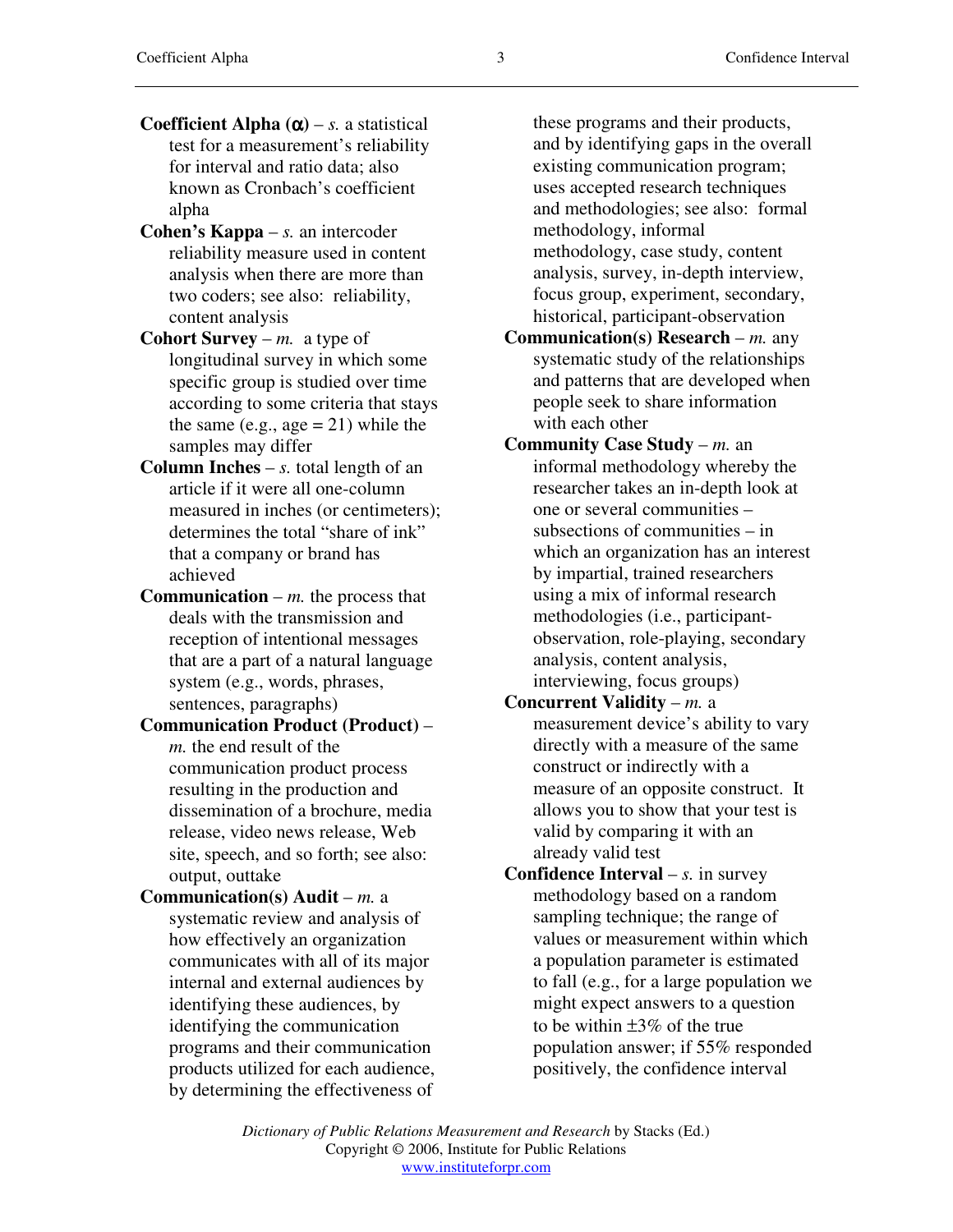**Coefficient Alpha ($\alpha$)** – *s.* a statistical test for a measurement's reliability for interval and ratio data; also known as Cronbach's coefficient alpha

**Cohen's Kappa** – *s.* an intercoder reliability measure used in content analysis when there are more than two coders; see also: reliability, content analysis

**Cohort Survey** – *m.* a type of longitudinal survey in which some specific group is studied over time according to some criteria that stays the same (e.g., age = 21) while the samples may differ

**Column Inches** – *s.* total length of an article if it were all one-column measured in inches (or centimeters); determines the total "share of ink" that a company or brand has achieved

**Communication** – *m.* the process that deals with the transmission and reception of intentional messages that are a part of a natural language system (e.g., words, phrases, sentences, paragraphs)

**Communication Product (Product)** – *m.* the end result of the communication product process resulting in the production and dissemination of a brochure, media release, video news release, Web site, speech, and so forth; see also: output, outtake

**Communication(s) Audit** – *m.* a systematic review and analysis of how effectively an organization communicates with all of its major internal and external audiences by identifying these audiences, by identifying the communication programs and their communication products utilized for each audience, by determining the effectiveness of these programs and their products, and by identifying gaps in the overall existing communication program; uses accepted research techniques and methodologies; see also: formal methodology, informal methodology, case study, content analysis, survey, in-depth interview, focus group, experiment, secondary, historical, participant-observation

**Communication(s) Research** – *m.* any systematic study of the relationships and patterns that are developed when people seek to share information with each other

**Community Case Study** – *m.* an informal methodology whereby the researcher takes an in-depth look at one or several communities – subsections of communities – in which an organization has an interest by impartial, trained researchers using a mix of informal research methodologies (i.e., participant-observation, role-playing, secondary analysis, content analysis, interviewing, focus groups)

**Concurrent Validity** – *m.* a measurement device's ability to vary directly with a measure of the same construct or indirectly with a measure of an opposite construct. It allows you to show that your test is valid by comparing it with an already valid test

**Confidence Interval** – *s.* in survey methodology based on a random sampling technique; the range of values or measurement within which a population parameter is estimated to fall (e.g., for a large population we might expect answers to a question to be within ±3% of the true population answer; if 55% responded positively, the confidence interval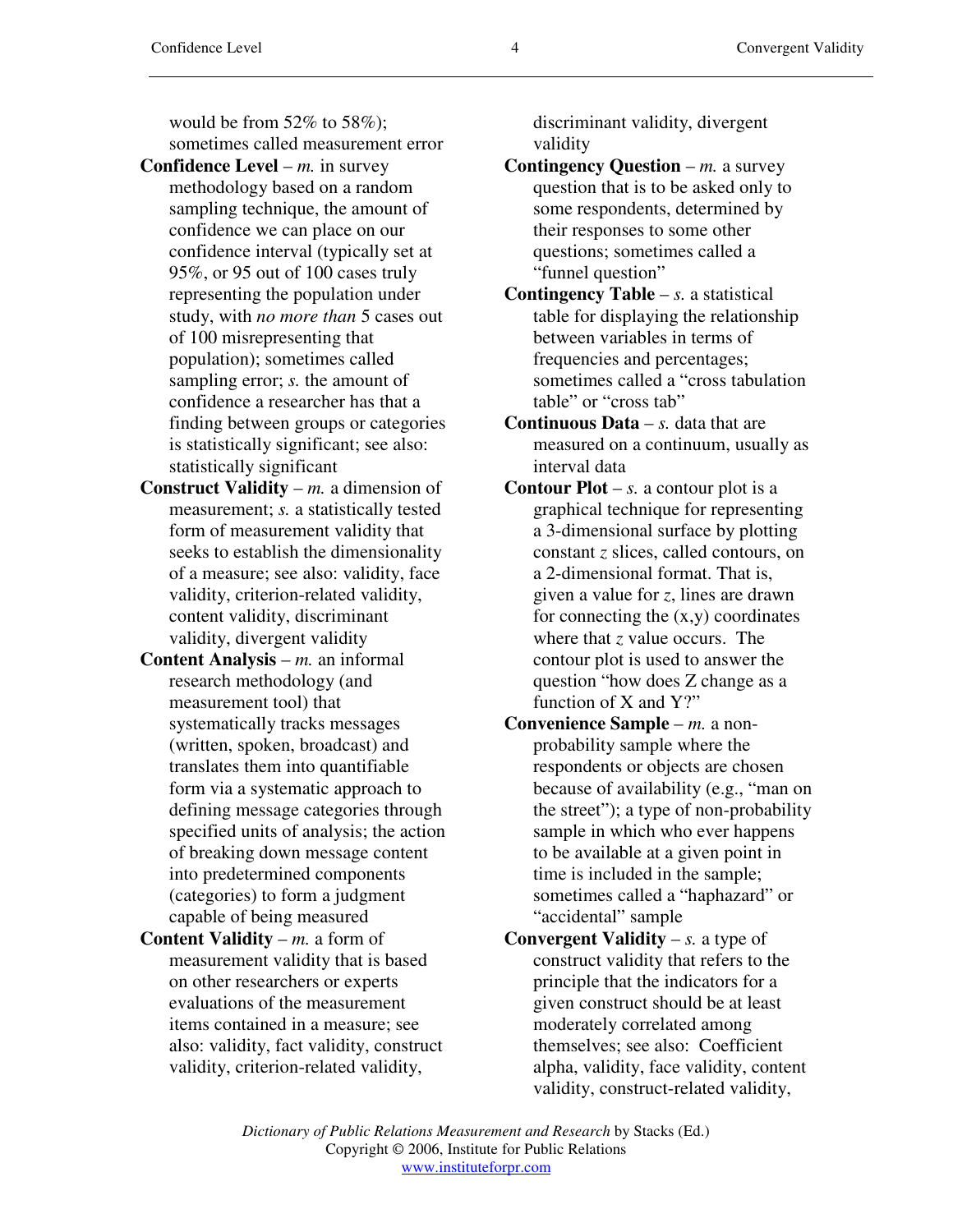would be from 52% to 58%); sometimes called measurement error

**Confidence Level** – *m.* in survey methodology based on a random sampling technique, the amount of confidence we can place on our confidence interval (typically set at 95%, or 95 out of 100 cases truly representing the population under study, with *no more than* 5 cases out of 100 misrepresenting that population); sometimes called sampling error; *s.* the amount of confidence a researcher has that a finding between groups or categories is statistically significant; see also: statistically significant

**Construct Validity** – *m.* a dimension of measurement; *s.* a statistically tested form of measurement validity that seeks to establish the dimensionality of a measure; see also: validity, face validity, criterion-related validity, content validity, discriminant validity, divergent validity

**Content Analysis** – *m.* an informal research methodology (and measurement tool) that systematically tracks messages (written, spoken, broadcast) and translates them into quantifiable form via a systematic approach to defining message categories through specified units of analysis; the action of breaking down message content into predetermined components (categories) to form a judgment capable of being measured

**Content Validity** – *m.* a form of measurement validity that is based on other researchers or experts evaluations of the measurement items contained in a measure; see also: validity, fact validity, construct validity, criterion-related validity, discriminant validity, divergent validity

**Contingency Question** – *m.* a survey question that is to be asked only to some respondents, determined by their responses to some other questions; sometimes called a "funnel question"

**Contingency Table** – *s.* a statistical table for displaying the relationship between variables in terms of frequencies and percentages; sometimes called a "cross tabulation table" or "cross tab"

**Continuous Data** – *s.* data that are measured on a continuum, usually as interval data

**Contour Plot** – *s.* a contour plot is a graphical technique for representing a 3-dimensional surface by plotting constant *z* slices, called contours, on a 2-dimensional format. That is, given a value for *z*, lines are drawn for connecting the (x,y) coordinates where that *z* value occurs. The contour plot is used to answer the question "how does Z change as a function of X and Y?"

**Convenience Sample** – *m.* a non-probability sample where the respondents or objects are chosen because of availability (e.g., "man on the street"); a type of non-probability sample in which who ever happens to be available at a given point in time is included in the sample; sometimes called a "haphazard" or "accidental" sample

**Convergent Validity** – *s.* a type of construct validity that refers to the principle that the indicators for a given construct should be at least moderately correlated among themselves; see also: Coefficient alpha, validity, face validity, content validity, construct-related validity,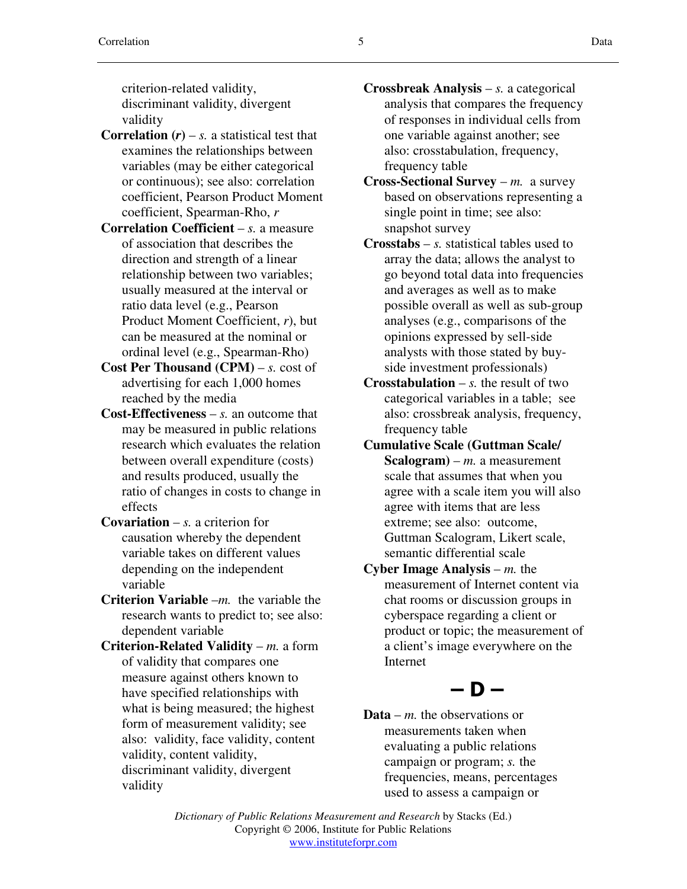criterion-related validity, discriminant validity, divergent validity

**Correlation (*r*)** – *s.* a statistical test that examines the relationships between variables (may be either categorical or continuous); see also: correlation coefficient, Pearson Product Moment coefficient, Spearman-Rho, *r*

**Correlation Coefficient** – *s.* a measure of association that describes the direction and strength of a linear relationship between two variables; usually measured at the interval or ratio data level (e.g., Pearson Product Moment Coefficient, *r*), but can be measured at the nominal or ordinal level (e.g., Spearman-Rho)

**Cost Per Thousand (CPM)** – *s.* cost of advertising for each 1,000 homes reached by the media

**Cost-Effectiveness** – *s.* an outcome that may be measured in public relations research which evaluates the relation between overall expenditure (costs) and results produced, usually the ratio of changes in costs to change in effects

**Covariation** – *s.* a criterion for causation whereby the dependent variable takes on different values depending on the independent variable

**Criterion Variable** –*m.* the variable the research wants to predict to; see also: dependent variable

**Criterion-Related Validity** – *m.* a form of validity that compares one measure against others known to have specified relationships with what is being measured; the highest form of measurement validity; see also: validity, face validity, content validity, content validity, discriminant validity, divergent validity

**Crossbreak Analysis** – *s.* a categorical analysis that compares the frequency of responses in individual cells from one variable against another; see also: crosstabulation, frequency, frequency table

**Cross-Sectional Survey** – *m.* a survey based on observations representing a single point in time; see also: snapshot survey

**Crosstabs** – *s.* statistical tables used to array the data; allows the analyst to go beyond total data into frequencies and averages as well as to make possible overall as well as sub-group analyses (e.g., comparisons of the opinions expressed by sell-side analysts with those stated by buy-side investment professionals)

**Crosstabulation** – *s.* the result of two categorical variables in a table; see also: crossbreak analysis, frequency, frequency table

**Cumulative Scale (Guttman Scale/ Scalogram)** – *m.* a measurement scale that assumes that when you agree with a scale item you will also agree with items that are less extreme; see also: outcome, Guttman Scalogram, Likert scale, semantic differential scale

**Cyber Image Analysis** – *m.* the measurement of Internet content via chat rooms or discussion groups in cyberspace regarding a client or product or topic; the measurement of a client's image everywhere on the Internet

## – D –

**Data** – *m.* the observations or measurements taken when evaluating a public relations campaign or program; *s.* the frequencies, means, percentages used to assess a campaign or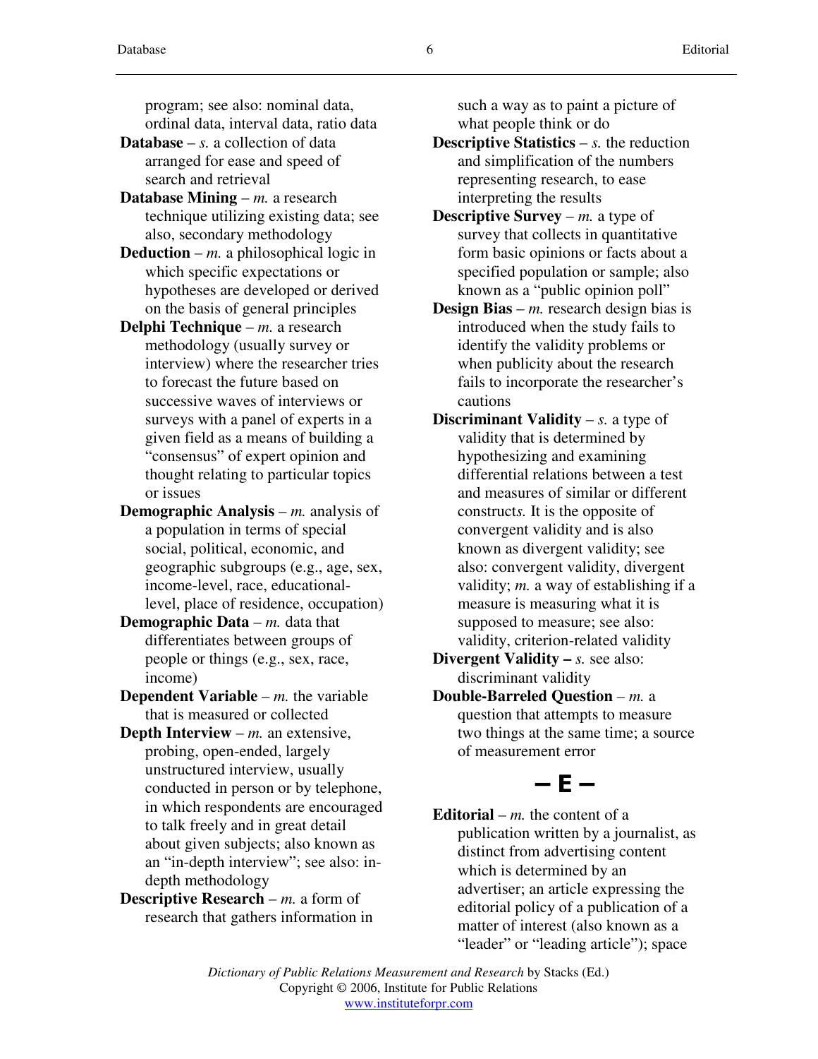program; see also: nominal data, ordinal data, interval data, ratio data

**Database** – *s.* a collection of data arranged for ease and speed of search and retrieval

**Database Mining** – *m.* a research technique utilizing existing data; see also, secondary methodology

**Deduction** – *m.* a philosophical logic in which specific expectations or hypotheses are developed or derived on the basis of general principles

**Delphi Technique** – *m.* a research methodology (usually survey or interview) where the researcher tries to forecast the future based on successive waves of interviews or surveys with a panel of experts in a given field as a means of building a "consensus" of expert opinion and thought relating to particular topics or issues

**Demographic Analysis** – *m.* analysis of a population in terms of special social, political, economic, and geographic subgroups (e.g., age, sex, income-level, race, educational-level, place of residence, occupation)

**Demographic Data** – *m.* data that differentiates between groups of people or things (e.g., sex, race, income)

**Dependent Variable** – *m.* the variable that is measured or collected

**Depth Interview** – *m.* an extensive, probing, open-ended, largely unstructured interview, usually conducted in person or by telephone, in which respondents are encouraged to talk freely and in great detail about given subjects; also known as an "in-depth interview"; see also: in-depth methodology

**Descriptive Research** – *m.* a form of research that gathers information in such a way as to paint a picture of what people think or do

**Descriptive Statistics** – *s.* the reduction and simplification of the numbers representing research, to ease interpreting the results

**Descriptive Survey** – *m.* a type of survey that collects in quantitative form basic opinions or facts about a specified population or sample; also known as a "public opinion poll"

**Design Bias** – *m.* research design bias is introduced when the study fails to identify the validity problems or when publicity about the research fails to incorporate the researcher's cautions

**Discriminant Validity** – *s.* a type of validity that is determined by hypothesizing and examining differential relations between a test and measures of similar or different constructs. It is the opposite of convergent validity and is also known as divergent validity; see also: convergent validity, divergent validity; *m.* a way of establishing if a measure is measuring what it is supposed to measure; see also: validity, criterion-related validity

**Divergent Validity –** *s.* see also: discriminant validity

**Double-Barreled Question** – *m.* a question that attempts to measure two things at the same time; a source of measurement error

## – E –

**Editorial** – *m.* the content of a publication written by a journalist, as distinct from advertising content which is determined by an advertiser; an article expressing the editorial policy of a publication of a matter of interest (also known as a "leader" or "leading article"); space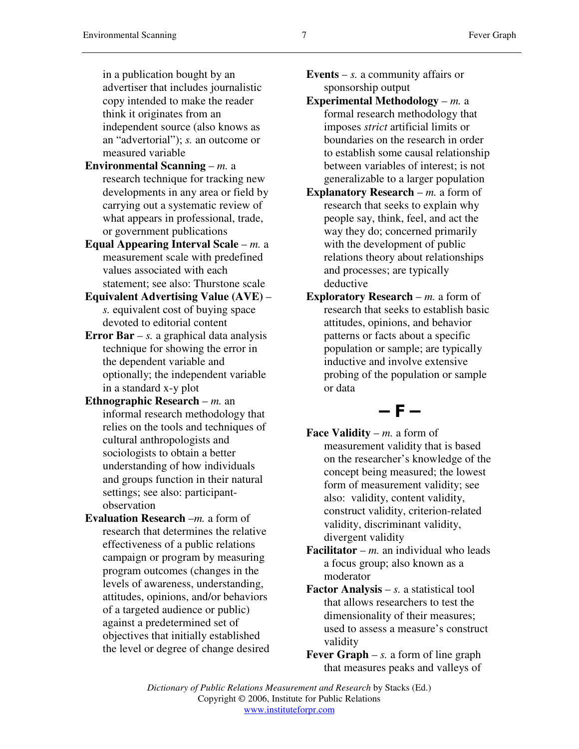in a publication bought by an advertiser that includes journalistic copy intended to make the reader think it originates from an independent source (also knows as an "advertorial"); *s.* an outcome or measured variable

**Environmental Scanning** – *m.* a research technique for tracking new developments in any area or field by carrying out a systematic review of what appears in professional, trade, or government publications

**Equal Appearing Interval Scale** – *m.* a measurement scale with predefined values associated with each statement; see also: Thurstone scale

**Equivalent Advertising Value (AVE)** – *s.* equivalent cost of buying space devoted to editorial content

**Error Bar** – *s.* a graphical data analysis technique for showing the error in the dependent variable and optionally; the independent variable in a standard x-y plot

**Ethnographic Research** – *m.* an informal research methodology that relies on the tools and techniques of cultural anthropologists and sociologists to obtain a better understanding of how individuals and groups function in their natural settings; see also: participant-observation

**Evaluation Research** –*m.* a form of research that determines the relative effectiveness of a public relations campaign or program by measuring program outcomes (changes in the levels of awareness, understanding, attitudes, opinions, and/or behaviors of a targeted audience or public) against a predetermined set of objectives that initially established the level or degree of change desired

**Events** – *s.* a community affairs or sponsorship output

**Experimental Methodology** – *m.* a formal research methodology that imposes *strict* artificial limits or boundaries on the research in order to establish some causal relationship between variables of interest; is not generalizable to a larger population

**Explanatory Research** – *m.* a form of research that seeks to explain why people say, think, feel, and act the way they do; concerned primarily with the development of public relations theory about relationships and processes; are typically deductive

**Exploratory Research** – *m.* a form of research that seeks to establish basic attitudes, opinions, and behavior patterns or facts about a specific population or sample; are typically inductive and involve extensive probing of the population or sample or data

## – F –

**Face Validity** – *m.* a form of measurement validity that is based on the researcher's knowledge of the concept being measured; the lowest form of measurement validity; see also: validity, content validity, construct validity, criterion-related validity, discriminant validity, divergent validity

**Facilitator** – *m.* an individual who leads a focus group; also known as a moderator

**Factor Analysis** – *s.* a statistical tool that allows researchers to test the dimensionality of their measures; used to assess a measure's construct validity

**Fever Graph** – *s.* a form of line graph that measures peaks and valleys of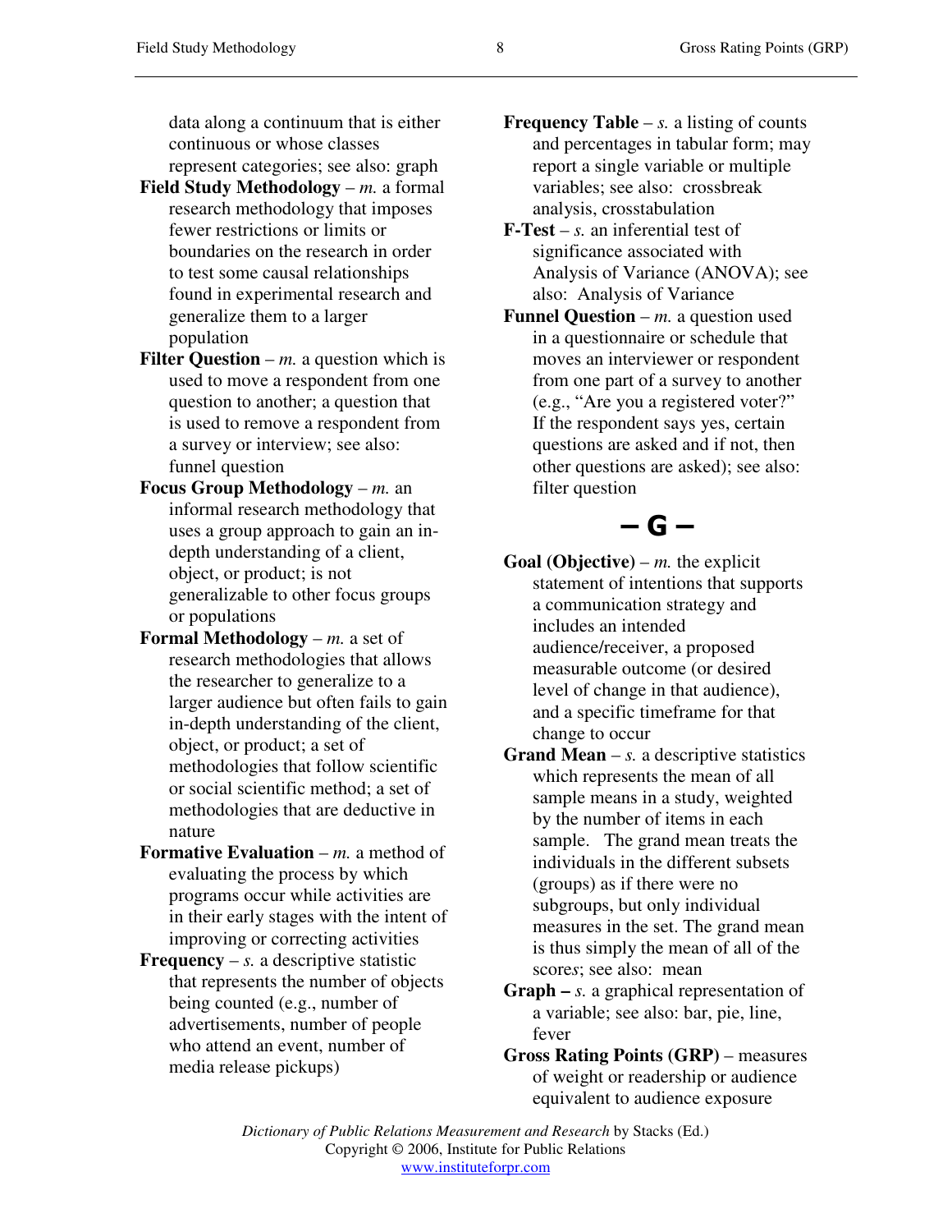data along a continuum that is either continuous or whose classes represent categories; see also: graph

**Field Study Methodology** – *m.* a formal research methodology that imposes fewer restrictions or limits or boundaries on the research in order to test some causal relationships found in experimental research and generalize them to a larger population

**Filter Question** – *m.* a question which is used to move a respondent from one question to another; a question that is used to remove a respondent from a survey or interview; see also: funnel question

**Focus Group Methodology** – *m.* an informal research methodology that uses a group approach to gain an in-depth understanding of a client, object, or product; is not generalizable to other focus groups or populations

**Formal Methodology** – *m.* a set of research methodologies that allows the researcher to generalize to a larger audience but often fails to gain in-depth understanding of the client, object, or product; a set of methodologies that follow scientific or social scientific method; a set of methodologies that are deductive in nature

**Formative Evaluation** – *m.* a method of evaluating the process by which programs occur while activities are in their early stages with the intent of improving or correcting activities

**Frequency** – *s.* a descriptive statistic that represents the number of objects being counted (e.g., number of advertisements, number of people who attend an event, number of media release pickups)

**Frequency Table** – *s.* a listing of counts and percentages in tabular form; may report a single variable or multiple variables; see also: crossbreak analysis, crosstabulation

**F-Test** – *s.* an inferential test of significance associated with Analysis of Variance (ANOVA); see also: Analysis of Variance

**Funnel Question** – *m.* a question used in a questionnaire or schedule that moves an interviewer or respondent from one part of a survey to another (e.g., "Are you a registered voter?" If the respondent says yes, certain questions are asked and if not, then other questions are asked); see also: filter question

## – G –

**Goal (Objective)** – *m.* the explicit statement of intentions that supports a communication strategy and includes an intended audience/receiver, a proposed measurable outcome (or desired level of change in that audience), and a specific timeframe for that change to occur

**Grand Mean** – *s.* a descriptive statistics which represents the mean of all sample means in a study, weighted by the number of items in each sample. The grand mean treats the individuals in the different subsets (groups) as if there were no subgroups, but only individual measures in the set. The grand mean is thus simply the mean of all of the score*s*; see also: mean

**Graph –** *s.* a graphical representation of a variable; see also: bar, pie, line, fever

**Gross Rating Points (GRP)** – measures of weight or readership or audience equivalent to audience exposure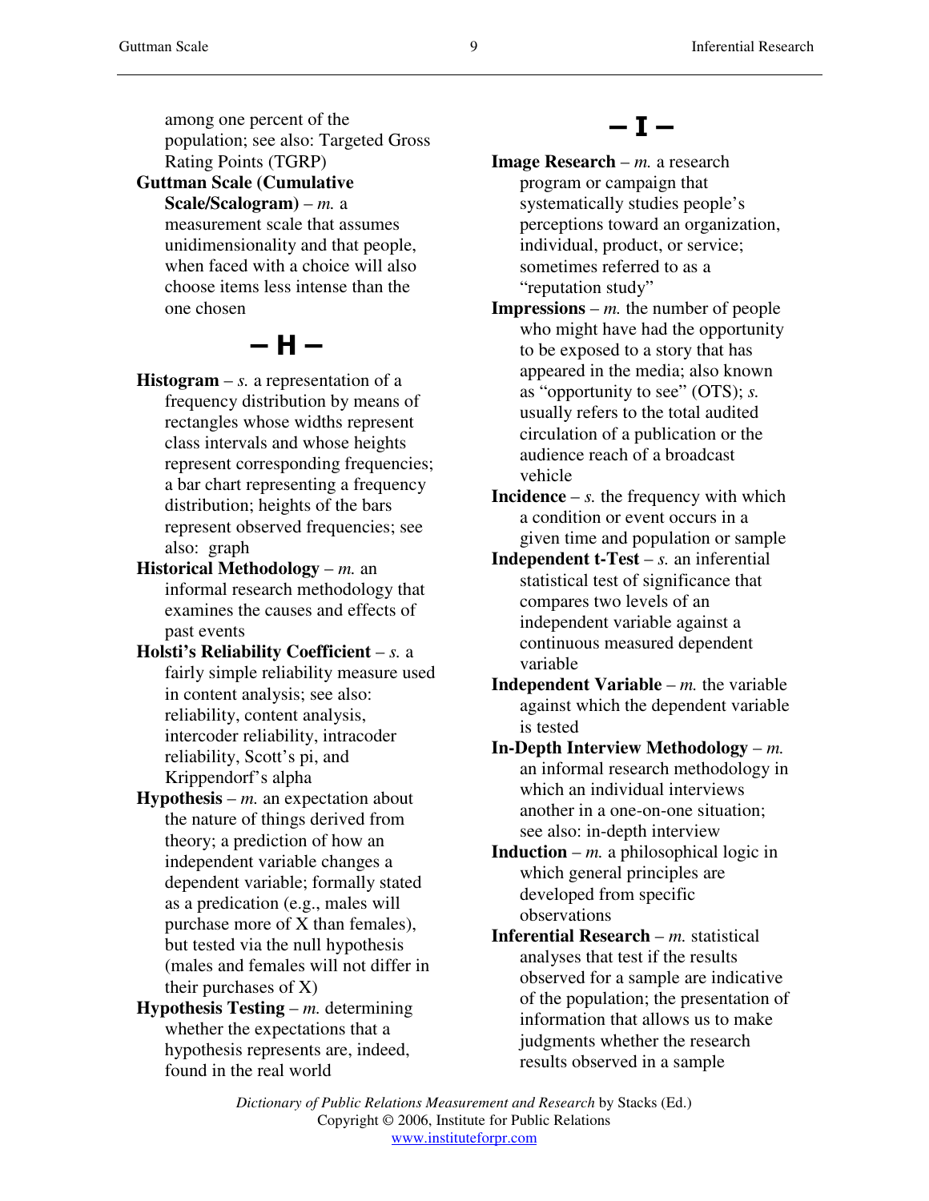among one percent of the population; see also: Targeted Gross Rating Points (TGRP)

**Guttman Scale (Cumulative Scale/Scalogram)** – *m.* a measurement scale that assumes unidimensionality and that people, when faced with a choice will also choose items less intense than the one chosen

## – H –

**Histogram** – *s.* a representation of a frequency distribution by means of rectangles whose widths represent class intervals and whose heights represent corresponding frequencies; a bar chart representing a frequency distribution; heights of the bars represent observed frequencies; see also: graph

**Historical Methodology** – *m.* an informal research methodology that examines the causes and effects of past events

**Holsti's Reliability Coefficient** – *s.* a fairly simple reliability measure used in content analysis; see also: reliability, content analysis, intercoder reliability, intracoder reliability, Scott's pi, and Krippendorf's alpha

**Hypothesis** – *m.* an expectation about the nature of things derived from theory; a prediction of how an independent variable changes a dependent variable; formally stated as a predication (e.g., males will purchase more of X than females), but tested via the null hypothesis (males and females will not differ in their purchases of X)

**Hypothesis Testing** – *m.* determining whether the expectations that a hypothesis represents are, indeed, found in the real world

## – I –

**Image Research** – *m.* a research program or campaign that systematically studies people's perceptions toward an organization, individual, product, or service; sometimes referred to as a "reputation study"

**Impressions** – *m.* the number of people who might have had the opportunity to be exposed to a story that has appeared in the media; also known as "opportunity to see" (OTS); *s.* usually refers to the total audited circulation of a publication or the audience reach of a broadcast vehicle

**Incidence** – *s.* the frequency with which a condition or event occurs in a given time and population or sample

**Independent t-Test** – *s.* an inferential statistical test of significance that compares two levels of an independent variable against a continuous measured dependent variable

**Independent Variable** – *m.* the variable against which the dependent variable is tested

**In-Depth Interview Methodology** – *m.* an informal research methodology in which an individual interviews another in a one-on-one situation; see also: in-depth interview

**Induction** – *m.* a philosophical logic in which general principles are developed from specific observations

**Inferential Research** – *m.* statistical analyses that test if the results observed for a sample are indicative of the population; the presentation of information that allows us to make judgments whether the research results observed in a sample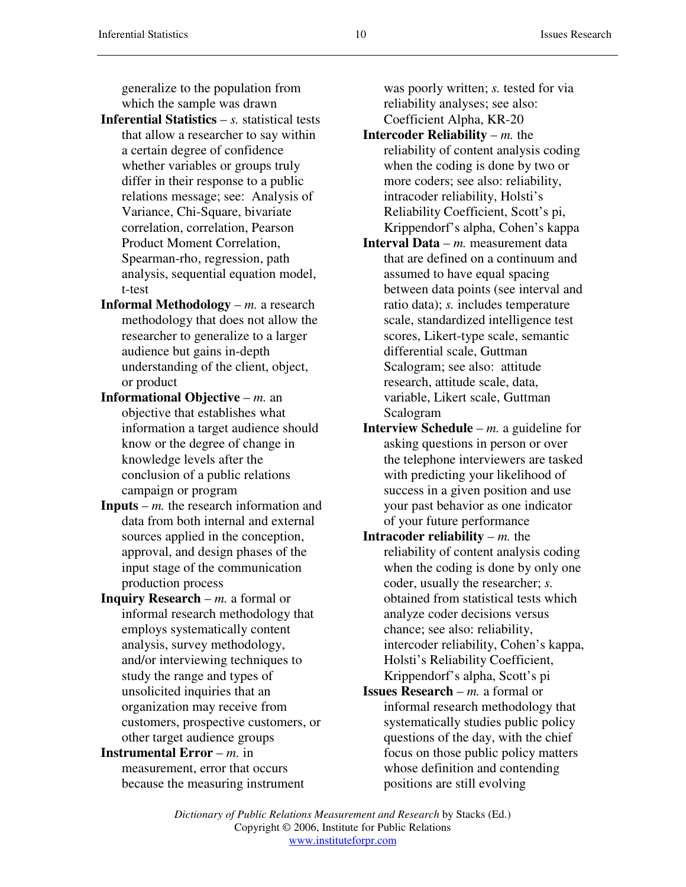generalize to the population from which the sample was drawn

**Inferential Statistics** – *s.* statistical tests that allow a researcher to say within a certain degree of confidence whether variables or groups truly differ in their response to a public relations message; see: Analysis of Variance, Chi-Square, bivariate correlation, correlation, Pearson Product Moment Correlation, Spearman-rho, regression, path analysis, sequential equation model, t-test

**Informal Methodology** – *m.* a research methodology that does not allow the researcher to generalize to a larger audience but gains in-depth understanding of the client, object, or product

**Informational Objective** – *m.* an objective that establishes what information a target audience should know or the degree of change in knowledge levels after the conclusion of a public relations campaign or program

**Inputs** – *m.* the research information and data from both internal and external sources applied in the conception, approval, and design phases of the input stage of the communication production process

**Inquiry Research** – *m.* a formal or informal research methodology that employs systematically content analysis, survey methodology, and/or interviewing techniques to study the range and types of unsolicited inquiries that an organization may receive from customers, prospective customers, or other target audience groups

**Instrumental Error** – *m.* in measurement, error that occurs because the measuring instrument was poorly written; *s.* tested for via reliability analyses; see also: Coefficient Alpha, KR-20

**Intercoder Reliability** – *m.* the reliability of content analysis coding when the coding is done by two or more coders; see also: reliability, intracoder reliability, Holsti's Reliability Coefficient, Scott's pi, Krippendorf's alpha, Cohen's kappa

**Interval Data** – *m.* measurement data that are defined on a continuum and assumed to have equal spacing between data points (see interval and ratio data); *s.* includes temperature scale, standardized intelligence test scores, Likert-type scale, semantic differential scale, Guttman Scalogram; see also: attitude research, attitude scale, data, variable, Likert scale, Guttman Scalogram

**Interview Schedule** – *m.* a guideline for asking questions in person or over the telephone interviewers are tasked with predicting your likelihood of success in a given position and use your past behavior as one indicator of your future performance

**Intracoder reliability** – *m.* the reliability of content analysis coding when the coding is done by only one coder, usually the researcher; *s.* obtained from statistical tests which analyze coder decisions versus chance; see also: reliability, intercoder reliability, Cohen's kappa, Holsti's Reliability Coefficient, Krippendorf's alpha, Scott's pi

**Issues Research** – *m.* a formal or informal research methodology that systematically studies public policy questions of the day, with the chief focus on those public policy matters whose definition and contending positions are still evolving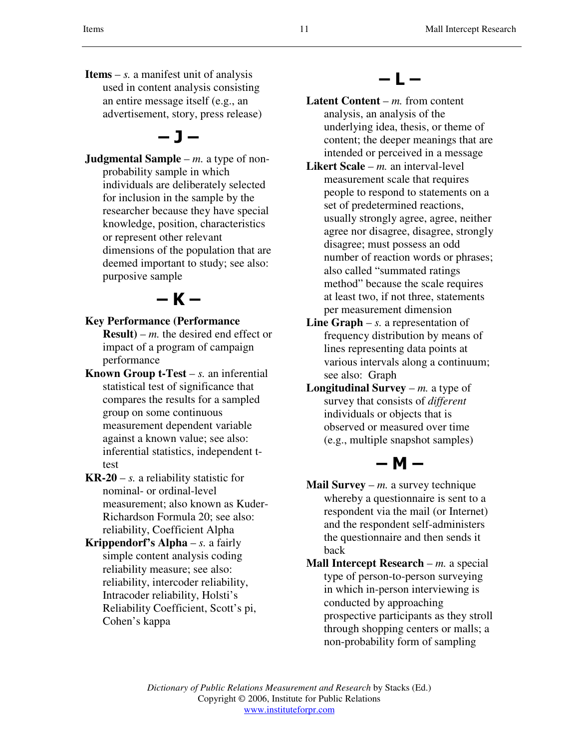**Items** – *s.* a manifest unit of analysis used in content analysis consisting an entire message itself (e.g., an advertisement, story, press release)

## – J –

**Judgmental Sample** – *m.* a type of non-probability sample in which individuals are deliberately selected for inclusion in the sample by the researcher because they have special knowledge, position, characteristics or represent other relevant dimensions of the population that are deemed important to study; see also: purposive sample

## – K –

**Key Performance (Performance Result)** – *m.* the desired end effect or impact of a program of campaign performance

**Known Group t-Test** – *s.* an inferential statistical test of significance that compares the results for a sampled group on some continuous measurement dependent variable against a known value; see also: inferential statistics, independent t-test

**KR-20** – *s.* a reliability statistic for nominal- or ordinal-level measurement; also known as Kuder-Richardson Formula 20; see also: reliability, Coefficient Alpha

**Krippendorf's Alpha** – *s.* a fairly simple content analysis coding reliability measure; see also: reliability, intercoder reliability, Intracoder reliability, Holsti's Reliability Coefficient, Scott's pi, Cohen's kappa

## – L –

**Latent Content** – *m.* from content analysis, an analysis of the underlying idea, thesis, or theme of content; the deeper meanings that are intended or perceived in a message

**Likert Scale** – *m.* an interval-level measurement scale that requires people to respond to statements on a set of predetermined reactions, usually strongly agree, agree, neither agree nor disagree, disagree, strongly disagree; must possess an odd number of reaction words or phrases; also called "summated ratings method" because the scale requires at least two, if not three, statements per measurement dimension

**Line Graph** – *s.* a representation of frequency distribution by means of lines representing data points at various intervals along a continuum; see also: Graph

**Longitudinal Survey** – *m.* a type of survey that consists of *different* individuals or objects that is observed or measured over time (e.g., multiple snapshot samples)

## – M –

**Mail Survey** – *m.* a survey technique whereby a questionnaire is sent to a respondent via the mail (or Internet) and the respondent self-administers the questionnaire and then sends it back

**Mall Intercept Research** – *m.* a special type of person-to-person surveying in which in-person interviewing is conducted by approaching prospective participants as they stroll through shopping centers or malls; a non-probability form of sampling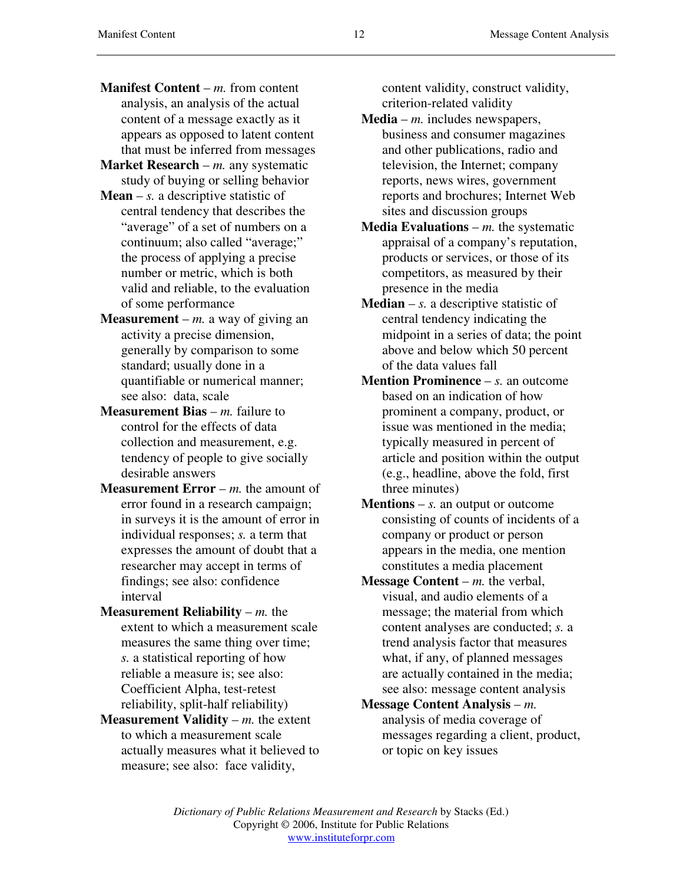**Manifest Content** – *m.* from content analysis, an analysis of the actual content of a message exactly as it appears as opposed to latent content that must be inferred from messages

**Market Research** – *m.* any systematic study of buying or selling behavior

**Mean** – *s.* a descriptive statistic of central tendency that describes the "average" of a set of numbers on a continuum; also called "average;" the process of applying a precise number or metric, which is both valid and reliable, to the evaluation of some performance

**Measurement** – *m.* a way of giving an activity a precise dimension, generally by comparison to some standard; usually done in a quantifiable or numerical manner; see also: data, scale

**Measurement Bias** – *m.* failure to control for the effects of data collection and measurement, e.g. tendency of people to give socially desirable answers

**Measurement Error** – *m.* the amount of error found in a research campaign; in surveys it is the amount of error in individual responses; *s.* a term that expresses the amount of doubt that a researcher may accept in terms of findings; see also: confidence interval

**Measurement Reliability** – *m.* the extent to which a measurement scale measures the same thing over time; *s.* a statistical reporting of how reliable a measure is; see also: Coefficient Alpha, test-retest reliability, split-half reliability)

**Measurement Validity** – *m.* the extent to which a measurement scale actually measures what it believed to measure; see also: face validity, content validity, construct validity, criterion-related validity

**Media** – *m.* includes newspapers, business and consumer magazines and other publications, radio and television, the Internet; company reports, news wires, government reports and brochures; Internet Web sites and discussion groups

**Media Evaluations** – *m.* the systematic appraisal of a company's reputation, products or services, or those of its competitors, as measured by their presence in the media

**Median** – *s.* a descriptive statistic of central tendency indicating the midpoint in a series of data; the point above and below which 50 percent of the data values fall

**Mention Prominence** – *s.* an outcome based on an indication of how prominent a company, product, or issue was mentioned in the media; typically measured in percent of article and position within the output (e.g., headline, above the fold, first three minutes)

**Mentions** – *s.* an output or outcome consisting of counts of incidents of a company or product or person appears in the media, one mention constitutes a media placement

**Message Content** – *m.* the verbal, visual, and audio elements of a message; the material from which content analyses are conducted; *s.* a trend analysis factor that measures what, if any, of planned messages are actually contained in the media; see also: message content analysis

**Message Content Analysis** – *m.* analysis of media coverage of messages regarding a client, product, or topic on key issues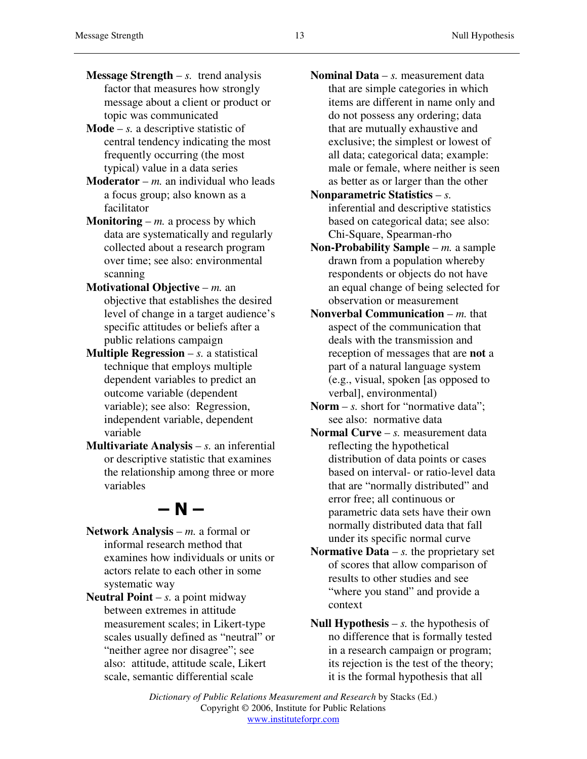**Message Strength** – *s.* trend analysis factor that measures how strongly message about a client or product or topic was communicated

**Mode** – *s.* a descriptive statistic of central tendency indicating the most frequently occurring (the most typical) value in a data series

**Moderator** – *m.* an individual who leads a focus group; also known as a facilitator

**Monitoring** – *m.* a process by which data are systematically and regularly collected about a research program over time; see also: environmental scanning

**Motivational Objective** – *m.* an objective that establishes the desired level of change in a target audience's specific attitudes or beliefs after a public relations campaign

**Multiple Regression** – *s.* a statistical technique that employs multiple dependent variables to predict an outcome variable (dependent variable); see also: Regression, independent variable, dependent variable

**Multivariate Analysis** – *s.* an inferential or descriptive statistic that examines the relationship among three or more variables

## – N –

**Network Analysis** – *m.* a formal or informal research method that examines how individuals or units or actors relate to each other in some systematic way

**Neutral Point** – *s.* a point midway between extremes in attitude measurement scales; in Likert-type scales usually defined as "neutral" or "neither agree nor disagree"; see also: attitude, attitude scale, Likert scale, semantic differential scale

**Nominal Data** – *s.* measurement data that are simple categories in which items are different in name only and do not possess any ordering; data that are mutually exhaustive and exclusive; the simplest or lowest of all data; categorical data; example: male or female, where neither is seen as better as or larger than the other

**Nonparametric Statistics** – *s.* inferential and descriptive statistics based on categorical data; see also: Chi-Square, Spearman-rho

**Non-Probability Sample** – *m.* a sample drawn from a population whereby respondents or objects do not have an equal change of being selected for observation or measurement

**Nonverbal Communication** – *m.* that aspect of the communication that deals with the transmission and reception of messages that are **not** a part of a natural language system (e.g., visual, spoken [as opposed to verbal], environmental)

**Norm** – *s.* short for "normative data"; see also: normative data

**Normal Curve** – *s.* measurement data reflecting the hypothetical distribution of data points or cases based on interval- or ratio-level data that are "normally distributed" and error free; all continuous or parametric data sets have their own normally distributed data that fall under its specific normal curve

**Normative Data** – *s.* the proprietary set of scores that allow comparison of results to other studies and see "where you stand" and provide a context

**Null Hypothesis** – *s.* the hypothesis of no difference that is formally tested in a research campaign or program; its rejection is the test of the theory; it is the formal hypothesis that all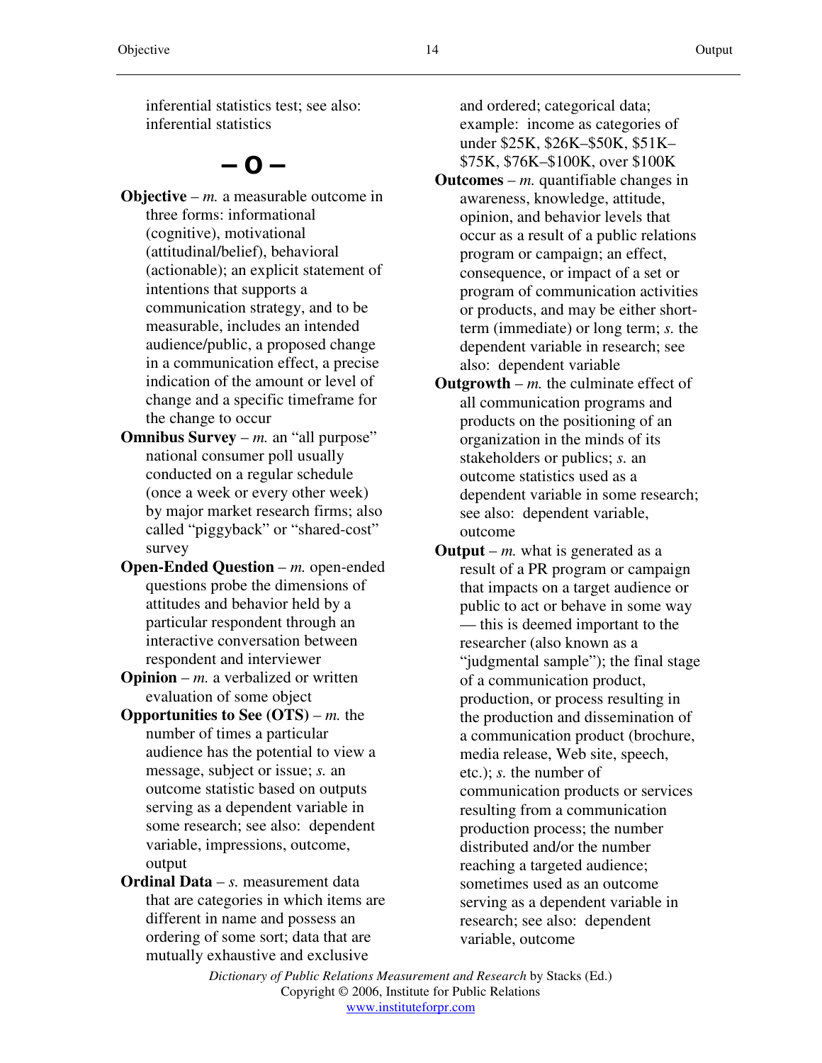inferential statistics test; see also: inferential statistics

## – O –

**Objective** – *m.* a measurable outcome in three forms: informational (cognitive), motivational (attitudinal/belief), behavioral (actionable); an explicit statement of intentions that supports a communication strategy, and to be measurable, includes an intended audience/public, a proposed change in a communication effect, a precise indication of the amount or level of change and a specific timeframe for the change to occur

**Omnibus Survey** – *m.* an "all purpose" national consumer poll usually conducted on a regular schedule (once a week or every other week) by major market research firms; also called "piggyback" or "shared-cost" survey

**Open-Ended Question** – *m.* open-ended questions probe the dimensions of attitudes and behavior held by a particular respondent through an interactive conversation between respondent and interviewer

**Opinion** – *m.* a verbalized or written evaluation of some object

**Opportunities to See (OTS)** – *m.* the number of times a particular audience has the potential to view a message, subject or issue; *s.* an outcome statistic based on outputs serving as a dependent variable in some research; see also: dependent variable, impressions, outcome, output

**Ordinal Data** – *s.* measurement data that are categories in which items are different in name and possess an ordering of some sort; data that are mutually exhaustive and exclusive and ordered; categorical data; example: income as categories of under $25K, $26K–$50K, $51K–$75K, $76K–$100K, over $100K

**Outcomes** – *m.* quantifiable changes in awareness, knowledge, attitude, opinion, and behavior levels that occur as a result of a public relations program or campaign; an effect, consequence, or impact of a set or program of communication activities or products, and may be either short-term (immediate) or long term; *s.* the dependent variable in research; see also: dependent variable

**Outgrowth** – *m.* the culminate effect of all communication programs and products on the positioning of an organization in the minds of its stakeholders or publics; *s.* an outcome statistics used as a dependent variable in some research; see also: dependent variable, outcome

**Output** – *m.* what is generated as a result of a PR program or campaign that impacts on a target audience or public to act or behave in some way — this is deemed important to the researcher (also known as a "judgmental sample"); the final stage of a communication product, production, or process resulting in the production and dissemination of a communication product (brochure, media release, Web site, speech, etc.); *s.* the number of communication products or services resulting from a communication production process; the number distributed and/or the number reaching a targeted audience; sometimes used as an outcome serving as a dependent variable in research; see also: dependent variable, outcome

*Dictionary of Public Relations Measurement and Research* by Stacks (Ed.)
Copyright © 2006, Institute for Public Relations
www.instituteforpr.com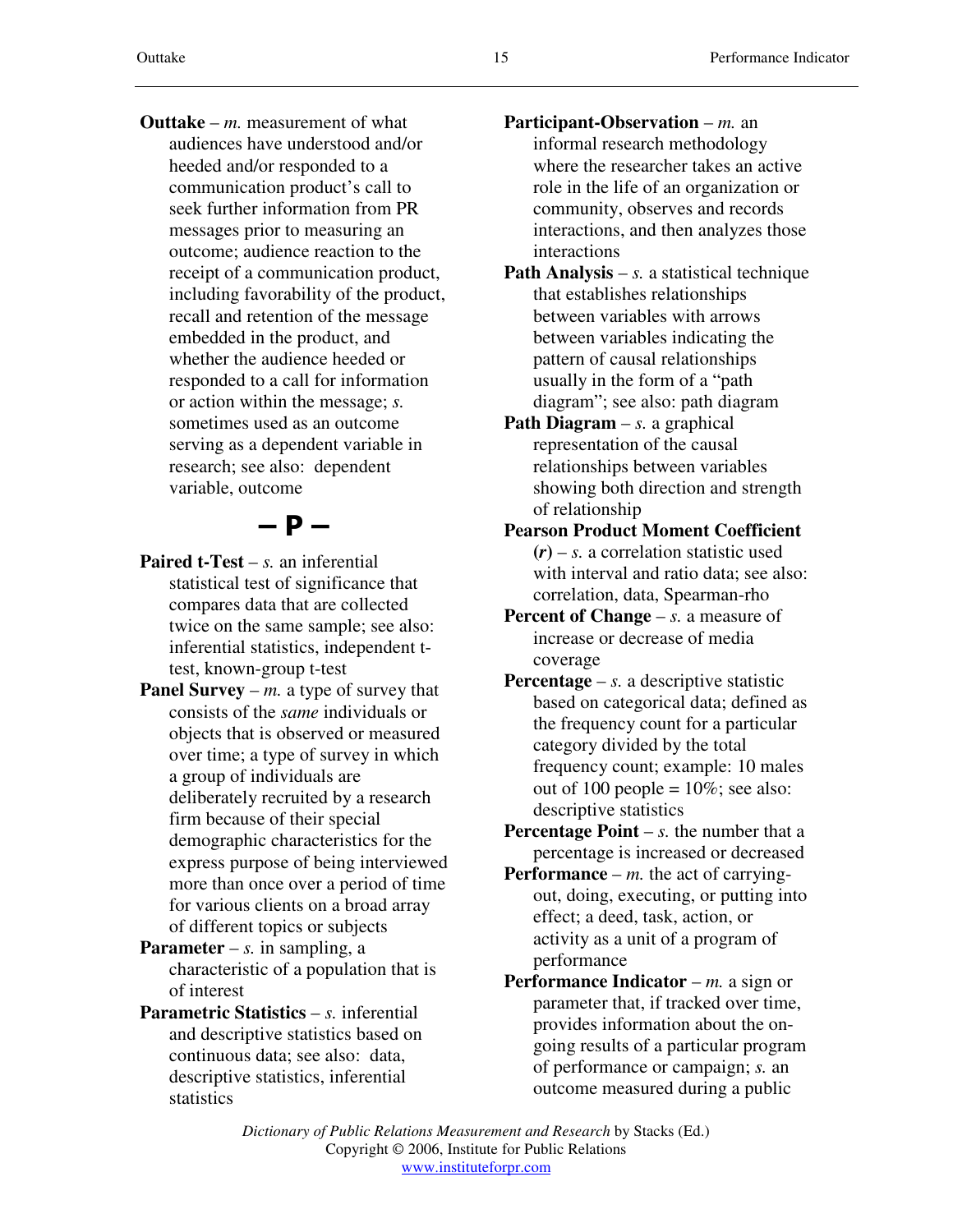**Outtake** – *m.* measurement of what audiences have understood and/or heeded and/or responded to a communication product's call to seek further information from PR messages prior to measuring an outcome; audience reaction to the receipt of a communication product, including favorability of the product, recall and retention of the message embedded in the product, and whether the audience heeded or responded to a call for information or action within the message; *s.* sometimes used as an outcome serving as a dependent variable in research; see also: dependent variable, outcome

## – P –

**Paired t-Test** – *s.* an inferential statistical test of significance that compares data that are collected twice on the same sample; see also: inferential statistics, independent t-test, known-group t-test

**Panel Survey** – *m.* a type of survey that consists of the *same* individuals or objects that is observed or measured over time; a type of survey in which a group of individuals are deliberately recruited by a research firm because of their special demographic characteristics for the express purpose of being interviewed more than once over a period of time for various clients on a broad array of different topics or subjects

**Parameter** – *s.* in sampling, a characteristic of a population that is of interest

**Parametric Statistics** – *s.* inferential and descriptive statistics based on continuous data; see also: data, descriptive statistics, inferential statistics

**Participant-Observation** – *m.* an informal research methodology where the researcher takes an active role in the life of an organization or community, observes and records interactions, and then analyzes those interactions

**Path Analysis** – *s.* a statistical technique that establishes relationships between variables with arrows between variables indicating the pattern of causal relationships usually in the form of a "path diagram"; see also: path diagram

**Path Diagram** – *s.* a graphical representation of the causal relationships between variables showing both direction and strength of relationship

**Pearson Product Moment Coefficient (*r*)** – *s.* a correlation statistic used with interval and ratio data; see also: correlation, data, Spearman-rho

**Percent of Change** – *s.* a measure of increase or decrease of media coverage

**Percentage** – *s.* a descriptive statistic based on categorical data; defined as the frequency count for a particular category divided by the total frequency count; example: 10 males out of 100 people = 10%; see also: descriptive statistics

**Percentage Point** – *s.* the number that a percentage is increased or decreased

**Performance** – *m.* the act of carrying-out, doing, executing, or putting into effect; a deed, task, action, or activity as a unit of a program of performance

**Performance Indicator** – *m.* a sign or parameter that, if tracked over time, provides information about the on-going results of a particular program of performance or campaign; *s.* an outcome measured during a public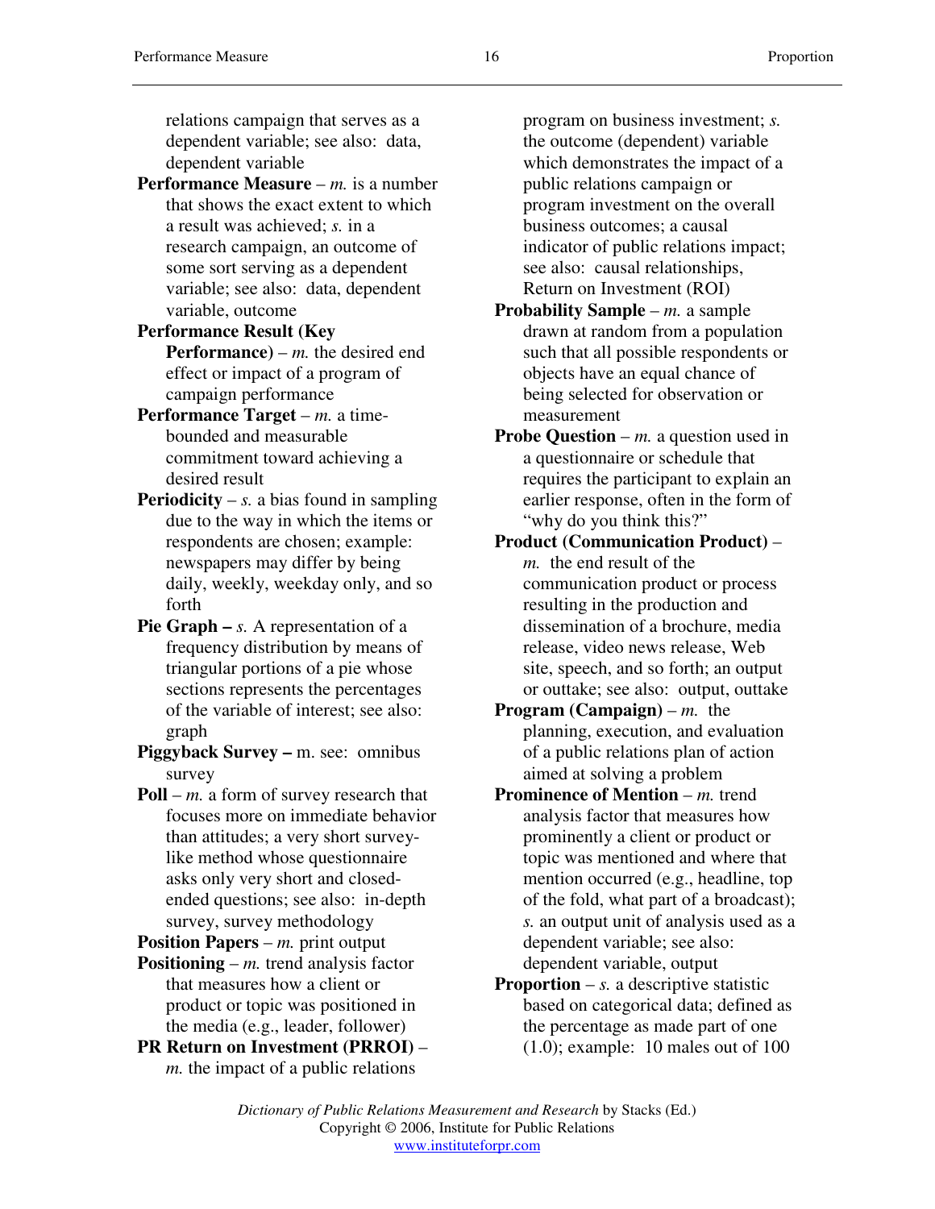relations campaign that serves as a dependent variable; see also: data, dependent variable

**Performance Measure** – *m.* is a number that shows the exact extent to which a result was achieved; *s.* in a research campaign, an outcome of some sort serving as a dependent variable; see also: data, dependent variable, outcome

**Performance Result (Key Performance)** – *m.* the desired end effect or impact of a program of campaign performance

**Performance Target** – *m.* a time-bounded and measurable commitment toward achieving a desired result

**Periodicity** – *s.* a bias found in sampling due to the way in which the items or respondents are chosen; example: newspapers may differ by being daily, weekly, weekday only, and so forth

**Pie Graph –** *s.* A representation of a frequency distribution by means of triangular portions of a pie whose sections represents the percentages of the variable of interest; see also: graph

**Piggyback Survey –** m. see: omnibus survey

**Poll** – *m.* a form of survey research that focuses more on immediate behavior than attitudes; a very short survey-like method whose questionnaire asks only very short and closed-ended questions; see also: in-depth survey, survey methodology

**Position Papers** – *m.* print output

**Positioning** – *m.* trend analysis factor that measures how a client or product or topic was positioned in the media (e.g., leader, follower)

**PR Return on Investment (PRROI)** – *m.* the impact of a public relations program on business investment; *s.* the outcome (dependent) variable which demonstrates the impact of a public relations campaign or program investment on the overall business outcomes; a causal indicator of public relations impact; see also: causal relationships, Return on Investment (ROI)

**Probability Sample** – *m.* a sample drawn at random from a population such that all possible respondents or objects have an equal chance of being selected for observation or measurement

**Probe Question** – *m.* a question used in a questionnaire or schedule that requires the participant to explain an earlier response, often in the form of "why do you think this?"

**Product (Communication Product)** – *m.* the end result of the communication product or process resulting in the production and dissemination of a brochure, media release, video news release, Web site, speech, and so forth; an output or outtake; see also: output, outtake

**Program (Campaign)** – *m.* the planning, execution, and evaluation of a public relations plan of action aimed at solving a problem

**Prominence of Mention** – *m.* trend analysis factor that measures how prominently a client or product or topic was mentioned and where that mention occurred (e.g., headline, top of the fold, what part of a broadcast); *s.* an output unit of analysis used as a dependent variable; see also: dependent variable, output

**Proportion** – *s.* a descriptive statistic based on categorical data; defined as the percentage as made part of one (1.0); example: 10 males out of 100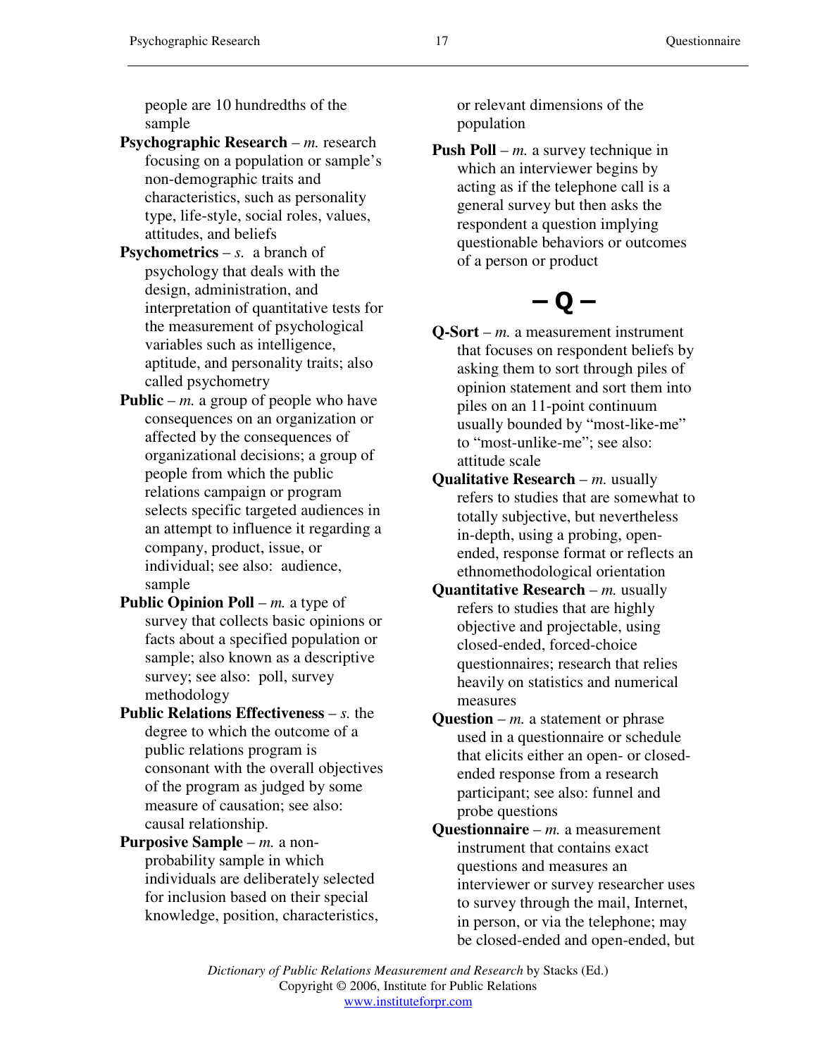people are 10 hundredths of the sample

**Psychographic Research** – *m.* research focusing on a population or sample's non-demographic traits and characteristics, such as personality type, life-style, social roles, values, attitudes, and beliefs

**Psychometrics** – *s.* a branch of psychology that deals with the design, administration, and interpretation of quantitative tests for the measurement of psychological variables such as intelligence, aptitude, and personality traits; also called psychometry

**Public** – *m.* a group of people who have consequences on an organization or affected by the consequences of organizational decisions; a group of people from which the public relations campaign or program selects specific targeted audiences in an attempt to influence it regarding a company, product, issue, or individual; see also: audience, sample

**Public Opinion Poll** – *m.* a type of survey that collects basic opinions or facts about a specified population or sample; also known as a descriptive survey; see also: poll, survey methodology

**Public Relations Effectiveness** – *s.* the degree to which the outcome of a public relations program is consonant with the overall objectives of the program as judged by some measure of causation; see also: causal relationship.

**Purposive Sample** – *m.* a non-probability sample in which individuals are deliberately selected for inclusion based on their special knowledge, position, characteristics, or relevant dimensions of the population

**Push Poll** – *m.* a survey technique in which an interviewer begins by acting as if the telephone call is a general survey but then asks the respondent a question implying questionable behaviors or outcomes of a person or product

## – Q –

**Q-Sort** – *m.* a measurement instrument that focuses on respondent beliefs by asking them to sort through piles of opinion statement and sort them into piles on an 11-point continuum usually bounded by "most-like-me" to "most-unlike-me"; see also: attitude scale

**Qualitative Research** – *m.* usually refers to studies that are somewhat to totally subjective, but nevertheless in-depth, using a probing, open-ended, response format or reflects an ethnomethodological orientation

**Quantitative Research** – *m.* usually refers to studies that are highly objective and projectable, using closed-ended, forced-choice questionnaires; research that relies heavily on statistics and numerical measures

**Question** – *m.* a statement or phrase used in a questionnaire or schedule that elicits either an open- or closed-ended response from a research participant; see also: funnel and probe questions

**Questionnaire** – *m.* a measurement instrument that contains exact questions and measures an interviewer or survey researcher uses to survey through the mail, Internet, in person, or via the telephone; may be closed-ended and open-ended, but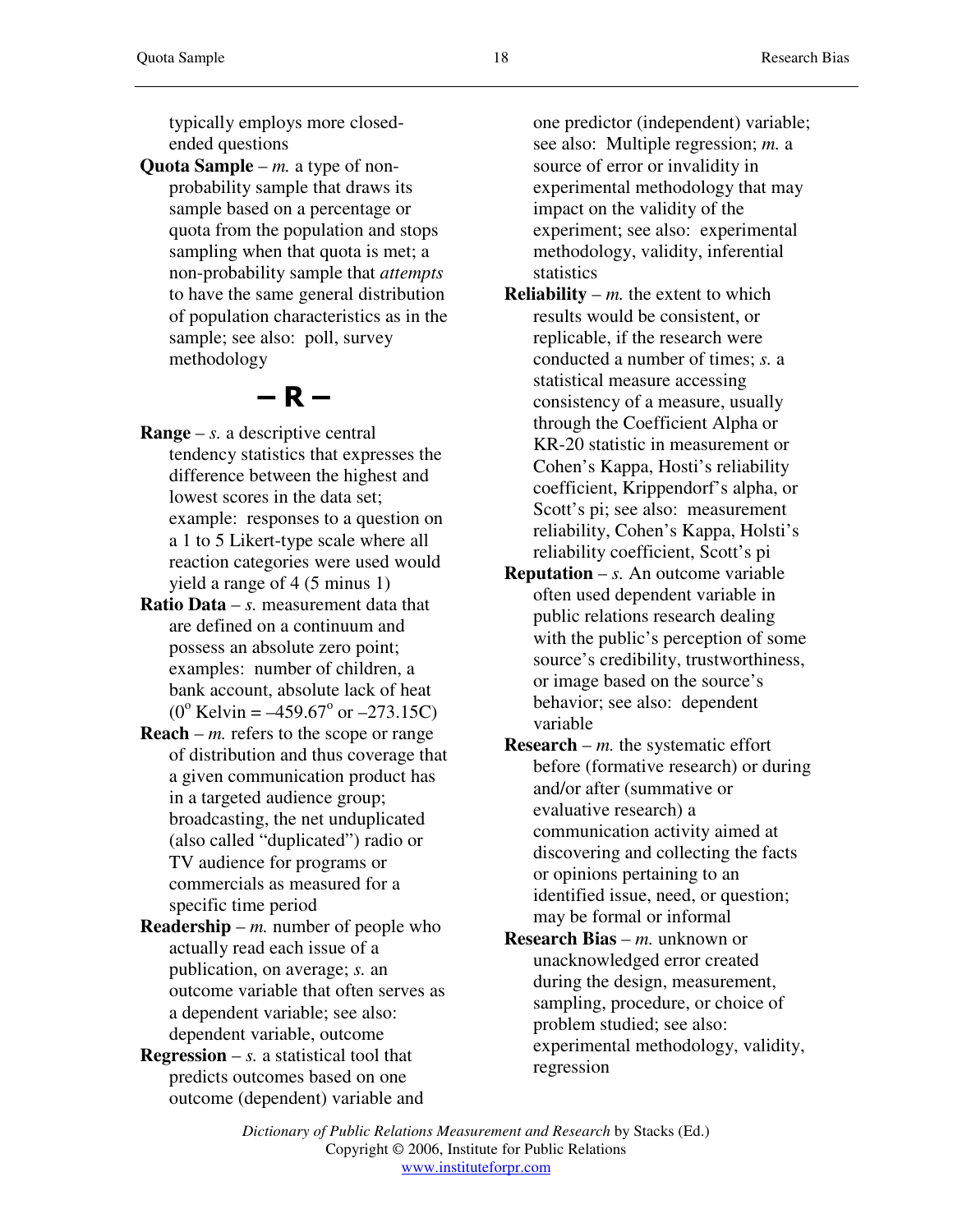typically employs more closed-ended questions

**Quota Sample** – *m.* a type of non-probability sample that draws its sample based on a percentage or quota from the population and stops sampling when that quota is met; a non-probability sample that *attempts* to have the same general distribution of population characteristics as in the sample; see also: poll, survey methodology

## – R –

**Range** – *s.* a descriptive central tendency statistics that expresses the difference between the highest and lowest scores in the data set; example: responses to a question on a 1 to 5 Likert-type scale where all reaction categories were used would yield a range of 4 (5 minus 1)

**Ratio Data** – *s.* measurement data that are defined on a continuum and possess an absolute zero point; examples: number of children, a bank account, absolute lack of heat ($0^o$ Kelvin = –459.67$^o$ or –273.15C)

**Reach** – *m.* refers to the scope or range of distribution and thus coverage that a given communication product has in a targeted audience group; broadcasting, the net unduplicated (also called "duplicated") radio or TV audience for programs or commercials as measured for a specific time period

**Readership** – *m.* number of people who actually read each issue of a publication, on average; *s.* an outcome variable that often serves as a dependent variable; see also: dependent variable, outcome

**Regression** – *s.* a statistical tool that predicts outcomes based on one outcome (dependent) variable and one predictor (independent) variable; see also: Multiple regression; *m.* a source of error or invalidity in experimental methodology that may impact on the validity of the experiment; see also: experimental methodology, validity, inferential statistics

**Reliability** – *m.* the extent to which results would be consistent, or replicable, if the research were conducted a number of times; *s.* a statistical measure accessing consistency of a measure, usually through the Coefficient Alpha or KR-20 statistic in measurement or Cohen's Kappa, Hosti's reliability coefficient, Krippendorf's alpha, or Scott's pi; see also: measurement reliability, Cohen's Kappa, Holsti's reliability coefficient, Scott's pi

**Reputation** – *s.* An outcome variable often used dependent variable in public relations research dealing with the public's perception of some source's credibility, trustworthiness, or image based on the source's behavior; see also: dependent variable

**Research** – *m.* the systematic effort before (formative research) or during and/or after (summative or evaluative research) a communication activity aimed at discovering and collecting the facts or opinions pertaining to an identified issue, need, or question; may be formal or informal

**Research Bias** – *m.* unknown or unacknowledged error created during the design, measurement, sampling, procedure, or choice of problem studied; see also: experimental methodology, validity, regression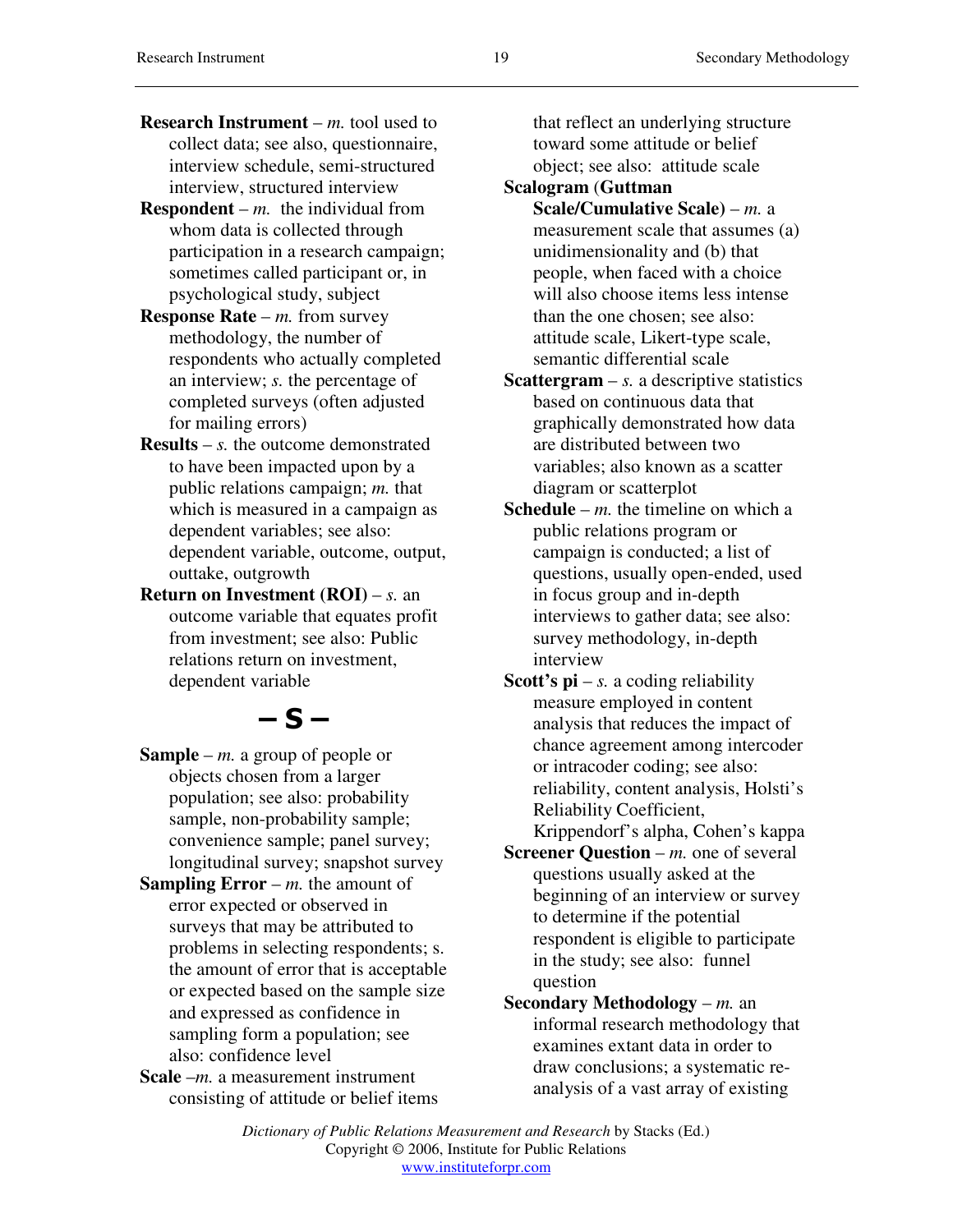**Research Instrument** – *m.* tool used to collect data; see also, questionnaire, interview schedule, semi-structured interview, structured interview

**Respondent** – *m.* the individual from whom data is collected through participation in a research campaign; sometimes called participant or, in psychological study, subject

**Response Rate** – *m.* from survey methodology, the number of respondents who actually completed an interview; *s.* the percentage of completed surveys (often adjusted for mailing errors)

**Results** – *s.* the outcome demonstrated to have been impacted upon by a public relations campaign; *m.* that which is measured in a campaign as dependent variables; see also: dependent variable, outcome, output, outtake, outgrowth

**Return on Investment (ROI)** – *s.* an outcome variable that equates profit from investment; see also: Public relations return on investment, dependent variable

## – S –

**Sample** – *m.* a group of people or objects chosen from a larger population; see also: probability sample, non-probability sample; convenience sample; panel survey; longitudinal survey; snapshot survey

**Sampling Error** – *m.* the amount of error expected or observed in surveys that may be attributed to problems in selecting respondents; s. the amount of error that is acceptable or expected based on the sample size and expressed as confidence in sampling form a population; see also: confidence level

**Scale** –*m.* a measurement instrument consisting of attitude or belief items that reflect an underlying structure toward some attitude or belief object; see also: attitude scale

**Scalogram (Guttman Scale/Cumulative Scale)** – *m.* a measurement scale that assumes (a) unidimensionality and (b) that people, when faced with a choice will also choose items less intense than the one chosen; see also: attitude scale, Likert-type scale, semantic differential scale

**Scattergram** – *s.* a descriptive statistics based on continuous data that graphically demonstrated how data are distributed between two variables; also known as a scatter diagram or scatterplot

**Schedule** – *m.* the timeline on which a public relations program or campaign is conducted; a list of questions, usually open-ended, used in focus group and in-depth interviews to gather data; see also: survey methodology, in-depth interview

**Scott's pi** – *s.* a coding reliability measure employed in content analysis that reduces the impact of chance agreement among intercoder or intracoder coding; see also: reliability, content analysis, Holsti's Reliability Coefficient, Krippendorf's alpha, Cohen's kappa

**Screener Question** – *m.* one of several questions usually asked at the beginning of an interview or survey to determine if the potential respondent is eligible to participate in the study; see also: funnel question

**Secondary Methodology** – *m.* an informal research methodology that examines extant data in order to draw conclusions; a systematic re-analysis of a vast array of existing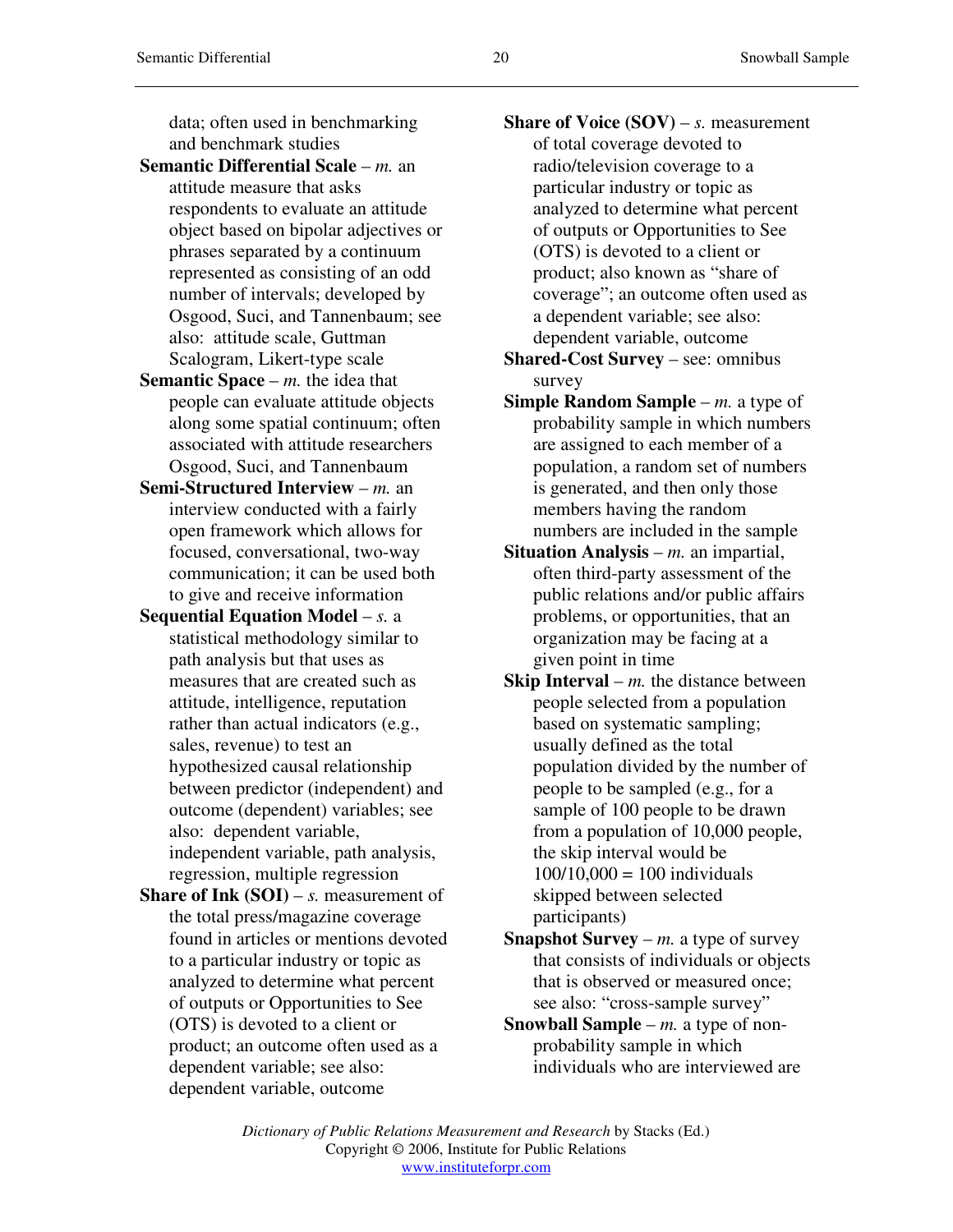data; often used in benchmarking and benchmark studies

**Semantic Differential Scale** – *m.* an attitude measure that asks respondents to evaluate an attitude object based on bipolar adjectives or phrases separated by a continuum represented as consisting of an odd number of intervals; developed by Osgood, Suci, and Tannenbaum; see also: attitude scale, Guttman Scalogram, Likert-type scale

**Semantic Space** – *m.* the idea that people can evaluate attitude objects along some spatial continuum; often associated with attitude researchers Osgood, Suci, and Tannenbaum

**Semi-Structured Interview** – *m.* an interview conducted with a fairly open framework which allows for focused, conversational, two-way communication; it can be used both to give and receive information

**Sequential Equation Model** – *s.* a statistical methodology similar to path analysis but that uses as measures that are created such as attitude, intelligence, reputation rather than actual indicators (e.g., sales, revenue) to test an hypothesized causal relationship between predictor (independent) and outcome (dependent) variables; see also: dependent variable, independent variable, path analysis, regression, multiple regression

**Share of Ink (SOI)** – *s.* measurement of the total press/magazine coverage found in articles or mentions devoted to a particular industry or topic as analyzed to determine what percent of outputs or Opportunities to See (OTS) is devoted to a client or product; an outcome often used as a dependent variable; see also: dependent variable, outcome

**Share of Voice (SOV)** – *s.* measurement of total coverage devoted to radio/television coverage to a particular industry or topic as analyzed to determine what percent of outputs or Opportunities to See (OTS) is devoted to a client or product; also known as "share of coverage"; an outcome often used as a dependent variable; see also: dependent variable, outcome

**Shared-Cost Survey** – see: omnibus survey

**Simple Random Sample** – *m.* a type of probability sample in which numbers are assigned to each member of a population, a random set of numbers is generated, and then only those members having the random numbers are included in the sample

**Situation Analysis** – *m.* an impartial, often third-party assessment of the public relations and/or public affairs problems, or opportunities, that an organization may be facing at a given point in time

**Skip Interval** – *m.* the distance between people selected from a population based on systematic sampling; usually defined as the total population divided by the number of people to be sampled (e.g., for a sample of 100 people to be drawn from a population of 10,000 people, the skip interval would be 100/10,000 = 100 individuals skipped between selected participants)

**Snapshot Survey** – *m.* a type of survey that consists of individuals or objects that is observed or measured once; see also: "cross-sample survey"

**Snowball Sample** – *m.* a type of non-probability sample in which individuals who are interviewed are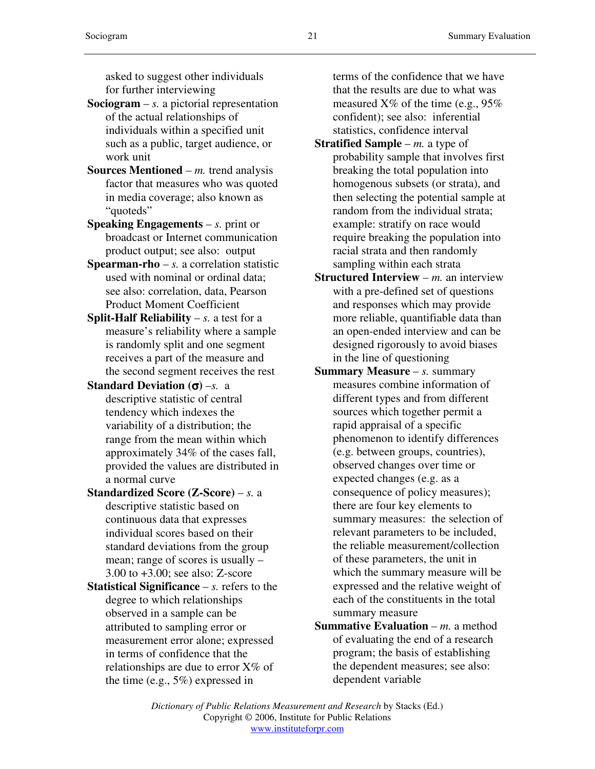asked to suggest other individuals for further interviewing

**Sociogram** – *s.* a pictorial representation of the actual relationships of individuals within a specified unit such as a public, target audience, or work unit

**Sources Mentioned** – *m.* trend analysis factor that measures who was quoted in media coverage; also known as "quoteds"

**Speaking Engagements** – *s.* print or broadcast or Internet communication product output; see also: output

**Spearman-rho** – *s.* a correlation statistic used with nominal or ordinal data; see also: correlation, data, Pearson Product Moment Coefficient

**Split-Half Reliability** – *s.* a test for a measure's reliability where a sample is randomly split and one segment receives a part of the measure and the second segment receives the rest

**Standard Deviation (σ)** –*s.* a descriptive statistic of central tendency which indexes the variability of a distribution; the range from the mean within which approximately 34% of the cases fall, provided the values are distributed in a normal curve

**Standardized Score (Z-Score)** – *s.* a descriptive statistic based on continuous data that expresses individual scores based on their standard deviations from the group mean; range of scores is usually –3.00 to +3.00; see also: Z-score

**Statistical Significance** – *s.* refers to the degree to which relationships observed in a sample can be attributed to sampling error or measurement error alone; expressed in terms of confidence that the relationships are due to error X% of the time (e.g., 5%) expressed in terms of the confidence that we have that the results are due to what was measured X% of the time (e.g., 95% confident); see also: inferential statistics, confidence interval

**Stratified Sample** – *m.* a type of probability sample that involves first breaking the total population into homogenous subsets (or strata), and then selecting the potential sample at random from the individual strata; example: stratify on race would require breaking the population into racial strata and then randomly sampling within each strata

**Structured Interview** – *m.* an interview with a pre-defined set of questions and responses which may provide more reliable, quantifiable data than an open-ended interview and can be designed rigorously to avoid biases in the line of questioning

**Summary Measure** – *s.* summary measures combine information of different types and from different sources which together permit a rapid appraisal of a specific phenomenon to identify differences (e.g. between groups, countries), observed changes over time or expected changes (e.g. as a consequence of policy measures); there are four key elements to summary measures: the selection of relevant parameters to be included, the reliable measurement/collection of these parameters, the unit in which the summary measure will be expressed and the relative weight of each of the constituents in the total summary measure

**Summative Evaluation** – *m.* a method of evaluating the end of a research program; the basis of establishing the dependent measures; see also: dependent variable

*Dictionary of Public Relations Measurement and Research* by Stacks (Ed.)
Copyright © 2006, Institute for Public Relations
www.instituteforpr.com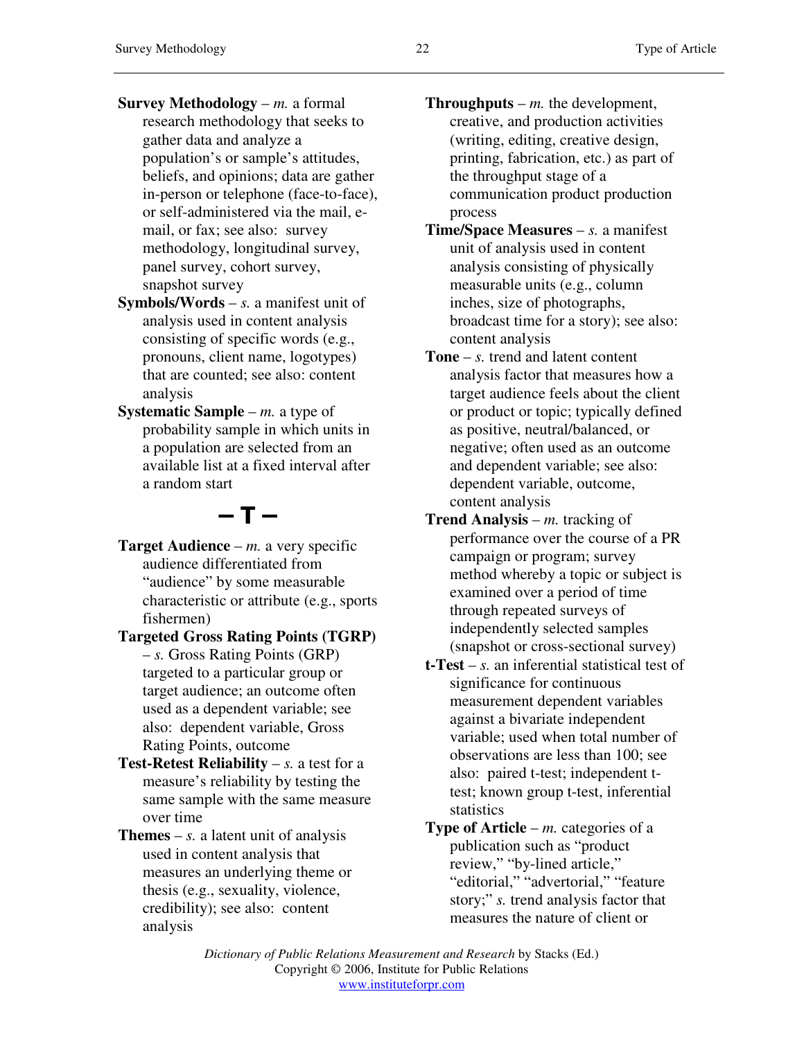**Survey Methodology** – *m.* a formal research methodology that seeks to gather data and analyze a population's or sample's attitudes, beliefs, and opinions; data are gather in-person or telephone (face-to-face), or self-administered via the mail, e-mail, or fax; see also: survey methodology, longitudinal survey, panel survey, cohort survey, snapshot survey

**Symbols/Words** – *s.* a manifest unit of analysis used in content analysis consisting of specific words (e.g., pronouns, client name, logotypes) that are counted; see also: content analysis

**Systematic Sample** – *m.* a type of probability sample in which units in a population are selected from an available list at a fixed interval after a random start

## – T –

**Target Audience** – *m.* a very specific audience differentiated from "audience" by some measurable characteristic or attribute (e.g., sports fishermen)

**Targeted Gross Rating Points (TGRP)** – *s.* Gross Rating Points (GRP) targeted to a particular group or target audience; an outcome often used as a dependent variable; see also: dependent variable, Gross Rating Points, outcome

**Test-Retest Reliability** – *s.* a test for a measure's reliability by testing the same sample with the same measure over time

**Themes** – *s.* a latent unit of analysis used in content analysis that measures an underlying theme or thesis (e.g., sexuality, violence, credibility); see also: content analysis

**Throughputs** – *m.* the development, creative, and production activities (writing, editing, creative design, printing, fabrication, etc.) as part of the throughput stage of a communication product production process

**Time/Space Measures** – *s.* a manifest unit of analysis used in content analysis consisting of physically measurable units (e.g., column inches, size of photographs, broadcast time for a story); see also: content analysis

**Tone** – *s.* trend and latent content analysis factor that measures how a target audience feels about the client or product or topic; typically defined as positive, neutral/balanced, or negative; often used as an outcome and dependent variable; see also: dependent variable, outcome, content analysis

**Trend Analysis** – *m.* tracking of performance over the course of a PR campaign or program; survey method whereby a topic or subject is examined over a period of time through repeated surveys of independently selected samples (snapshot or cross-sectional survey)

**t-Test** – *s.* an inferential statistical test of significance for continuous measurement dependent variables against a bivariate independent variable; used when total number of observations are less than 100; see also: paired t-test; independent t-test; known group t-test, inferential statistics

**Type of Article** – *m.* categories of a publication such as "product review," "by-lined article," "editorial," "advertorial," "feature story;" *s.* trend analysis factor that measures the nature of client or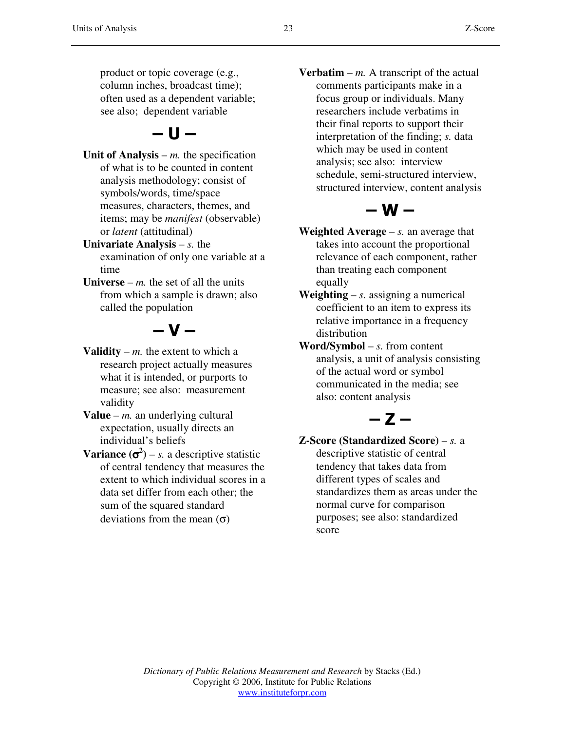product or topic coverage (e.g., column inches, broadcast time); often used as a dependent variable; see also; dependent variable

## – U –

**Unit of Analysis** – *m.* the specification of what is to be counted in content analysis methodology; consist of symbols/words, time/space measures, characters, themes, and items; may be *manifest* (observable) or *latent* (attitudinal)

**Univariate Analysis** – *s.* the examination of only one variable at a time

**Universe** – *m.* the set of all the units from which a sample is drawn; also called the population

## – V –

**Validity** – *m.* the extent to which a research project actually measures what it is intended, or purports to measure; see also: measurement validity

**Value** – *m.* an underlying cultural expectation, usually directs an individual's beliefs

**Variance ($\sigma^2$)** – *s.* a descriptive statistic of central tendency that measures the extent to which individual scores in a data set differ from each other; the sum of the squared standard deviations from the mean ($\sigma$)

**Verbatim** – *m.* A transcript of the actual comments participants make in a focus group or individuals. Many researchers include verbatims in their final reports to support their interpretation of the finding; *s.* data which may be used in content analysis; see also: interview schedule, semi-structured interview, structured interview, content analysis

## – W –

**Weighted Average** – *s.* an average that takes into account the proportional relevance of each component, rather than treating each component equally

**Weighting** – *s.* assigning a numerical coefficient to an item to express its relative importance in a frequency distribution

**Word/Symbol** – *s.* from content analysis, a unit of analysis consisting of the actual word or symbol communicated in the media; see also: content analysis

## – Z –

**Z-Score (Standardized Score)** – *s.* a descriptive statistic of central tendency that takes data from different types of scales and standardizes them as areas under the normal curve for comparison purposes; see also: standardized score

*Dictionary of Public Relations Measurement and Research* by Stacks (Ed.)
Copyright © 2006, Institute for Public Relations
www.instituteforpr.com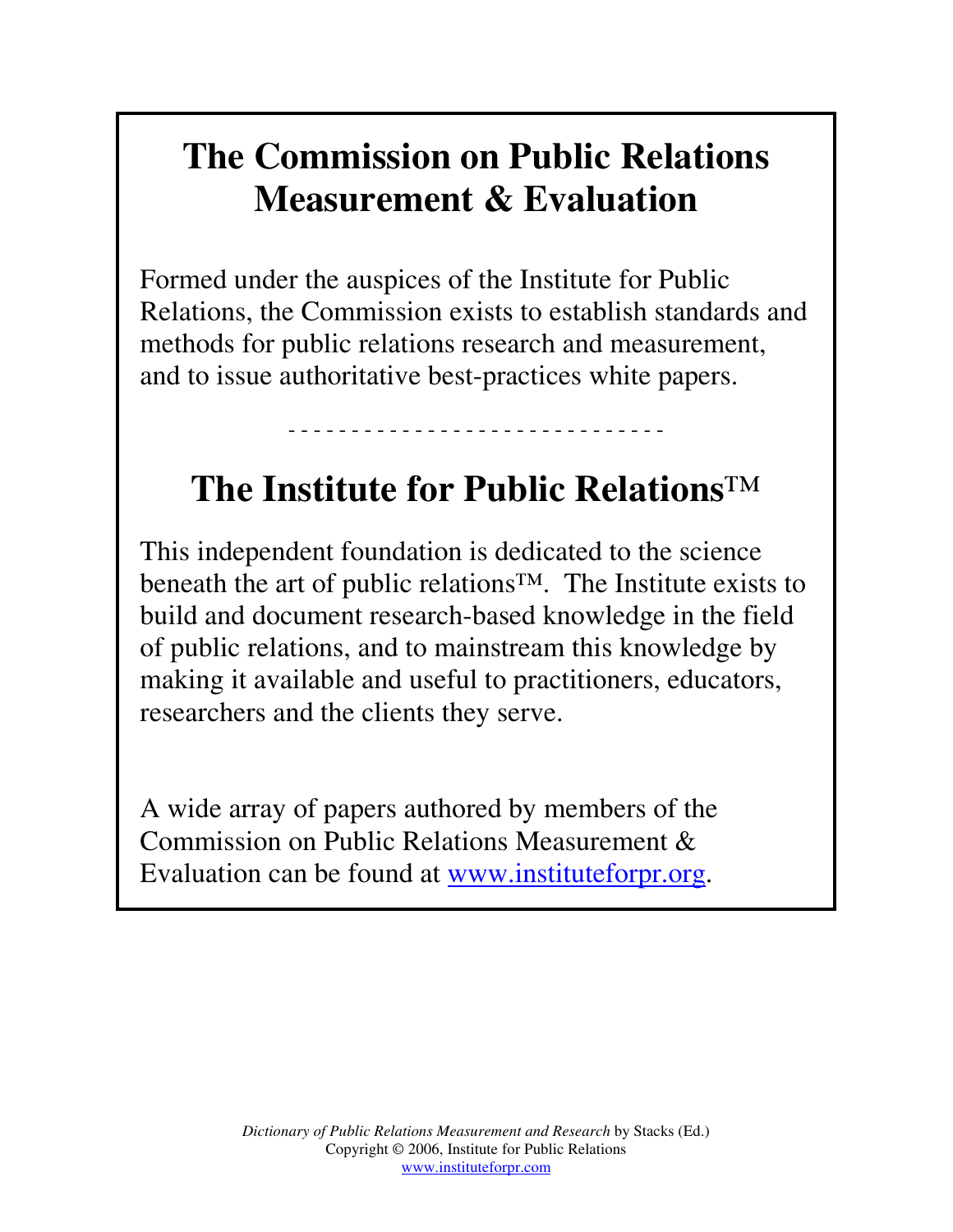# The Commission on Public Relations Measurement & Evaluation

Formed under the auspices of the Institute for Public Relations, the Commission exists to establish standards and methods for public relations research and measurement, and to issue authoritative best-practices white papers.

- - - - - - - - - - - - - - - - - - - - - - - - - - - - - -

# The Institute for Public Relations™

This independent foundation is dedicated to the science beneath the art of public relations™. The Institute exists to build and document research-based knowledge in the field of public relations, and to mainstream this knowledge by making it available and useful to practitioners, educators, researchers and the clients they serve.

A wide array of papers authored by members of the Commission on Public Relations Measurement & Evaluation can be found at www.instituteforpr.org.